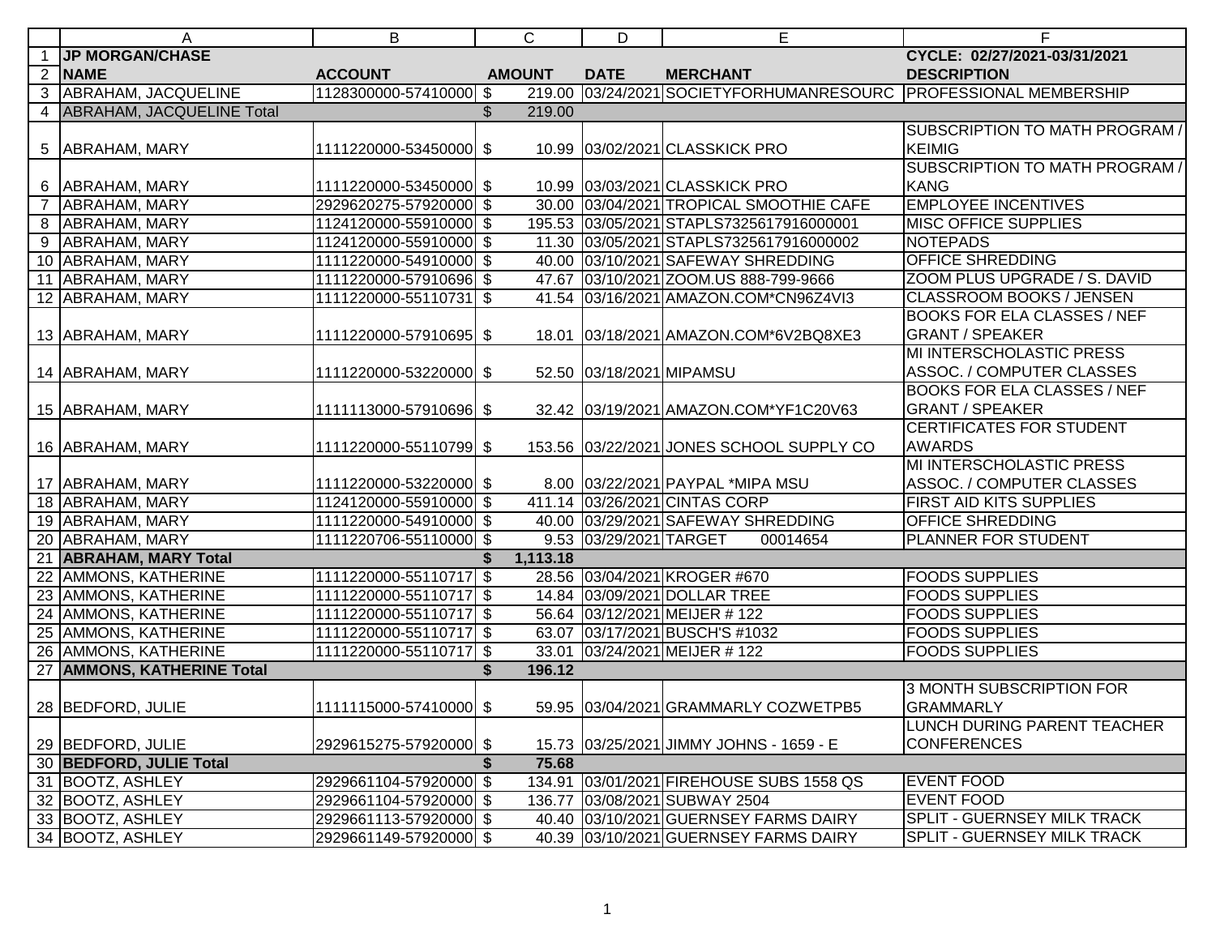| NAME | ACCOUNT | AMOUNT | DATE | MERCHANT | DESCRIPTION |
|---|---|---|---|---|---|
| **JP MORGAN/CHASE** | | | | | **CYCLE: 02/27/2021-03/31/2021** |
| ABRAHAM, JACQUELINE | 1128300000-57410000 | $ 219.00 | 03/24/2021 | SOCIETYFORHUMANRESOURC | PROFESSIONAL MEMBERSHIP |
| **ABRAHAM, JACQUELINE Total** | | $ 219.00 | | | |
| ABRAHAM, MARY | 1111220000-53450000 | $ 10.99 | 03/02/2021 | CLASSKICK PRO | SUBSCRIPTION TO MATH PROGRAM / KEIMIG |
| ABRAHAM, MARY | 1111220000-53450000 | $ 10.99 | 03/03/2021 | CLASSKICK PRO | SUBSCRIPTION TO MATH PROGRAM / KANG |
| ABRAHAM, MARY | 2929620275-57920000 | $ 30.00 | 03/04/2021 | TROPICAL SMOOTHIE CAFE | EMPLOYEE INCENTIVES |
| ABRAHAM, MARY | 1124120000-55910000 | $ 195.53 | 03/05/2021 | STAPLS7325617916000001 | MISC OFFICE SUPPLIES |
| ABRAHAM, MARY | 1124120000-55910000 | $ 11.30 | 03/05/2021 | STAPLS7325617916000002 | NOTEPADS |
| ABRAHAM, MARY | 1111220000-54910000 | $ 40.00 | 03/10/2021 | SAFEWAY SHREDDING | OFFICE SHREDDING |
| ABRAHAM, MARY | 1111220000-57910696 | $ 47.67 | 03/10/2021 | ZOOM.US 888-799-9666 | ZOOM PLUS UPGRADE / S. DAVID |
| ABRAHAM, MARY | 1111220000-55110731 | $ 41.54 | 03/16/2021 | AMAZON.COM*CN96Z4VI3 | CLASSROOM BOOKS / JENSEN |
| ABRAHAM, MARY | 1111220000-57910695 | $ 18.01 | 03/18/2021 | AMAZON.COM*6V2BQ8XE3 | BOOKS FOR ELA CLASSES / NEF GRANT / SPEAKER |
| ABRAHAM, MARY | 1111220000-53220000 | $ 52.50 | 03/18/2021 | MIPAMSU | MI INTERSCHOLASTIC PRESS ASSOC. / COMPUTER CLASSES |
| ABRAHAM, MARY | 1111113000-57910696 | $ 32.42 | 03/19/2021 | AMAZON.COM*YF1C20V63 | BOOKS FOR ELA CLASSES / NEF GRANT / SPEAKER |
| ABRAHAM, MARY | 1111220000-55110799 | $ 153.56 | 03/22/2021 | JONES SCHOOL SUPPLY CO | CERTIFICATES FOR STUDENT AWARDS |
| ABRAHAM, MARY | 1111220000-53220000 | $ 8.00 | 03/22/2021 | PAYPAL *MIPA MSU | MI INTERSCHOLASTIC PRESS ASSOC. / COMPUTER CLASSES |
| ABRAHAM, MARY | 1124120000-55910000 | $ 411.14 | 03/26/2021 | CINTAS CORP | FIRST AID KITS SUPPLIES |
| ABRAHAM, MARY | 1111220000-54910000 | $ 40.00 | 03/29/2021 | SAFEWAY SHREDDING | OFFICE SHREDDING |
| ABRAHAM, MARY | 1111220706-55110000 | $ 9.53 | 03/29/2021 | TARGET 00014654 | PLANNER FOR STUDENT |
| **ABRAHAM, MARY Total** | | **$ 1,113.18** | | | |
| AMMONS, KATHERINE | 1111220000-55110717 | $ 28.56 | 03/04/2021 | KROGER #670 | FOODS SUPPLIES |
| AMMONS, KATHERINE | 1111220000-55110717 | $ 14.84 | 03/09/2021 | DOLLAR TREE | FOODS SUPPLIES |
| AMMONS, KATHERINE | 1111220000-55110717 | $ 56.64 | 03/12/2021 | MEIJER # 122 | FOODS SUPPLIES |
| AMMONS, KATHERINE | 1111220000-55110717 | $ 63.07 | 03/17/2021 | BUSCH'S #1032 | FOODS SUPPLIES |
| AMMONS, KATHERINE | 1111220000-55110717 | $ 33.01 | 03/24/2021 | MEIJER # 122 | FOODS SUPPLIES |
| **AMMONS, KATHERINE Total** | | **$ 196.12** | | | |
| BEDFORD, JULIE | 1111115000-57410000 | $ 59.95 | 03/04/2021 | GRAMMARLY COZWETPB5 | 3 MONTH SUBSCRIPTION FOR GRAMMARLY |
| BEDFORD, JULIE | 2929615275-57920000 | $ 15.73 | 03/25/2021 | JIMMY JOHNS - 1659 - E | LUNCH DURING PARENT TEACHER CONFERENCES |
| **BEDFORD, JULIE Total** | | **$ 75.68** | | | |
| BOOTZ, ASHLEY | 2929661104-57920000 | $ 134.91 | 03/01/2021 | FIREHOUSE SUBS 1558 QS | EVENT FOOD |
| BOOTZ, ASHLEY | 2929661104-57920000 | $ 136.77 | 03/08/2021 | SUBWAY 2504 | EVENT FOOD |
| BOOTZ, ASHLEY | 2929661113-57920000 | $ 40.40 | 03/10/2021 | GUERNSEY FARMS DAIRY | SPLIT - GUERNSEY MILK TRACK |
| BOOTZ, ASHLEY | 2929661149-57920000 | $ 40.39 | 03/10/2021 | GUERNSEY FARMS DAIRY | SPLIT - GUERNSEY MILK TRACK |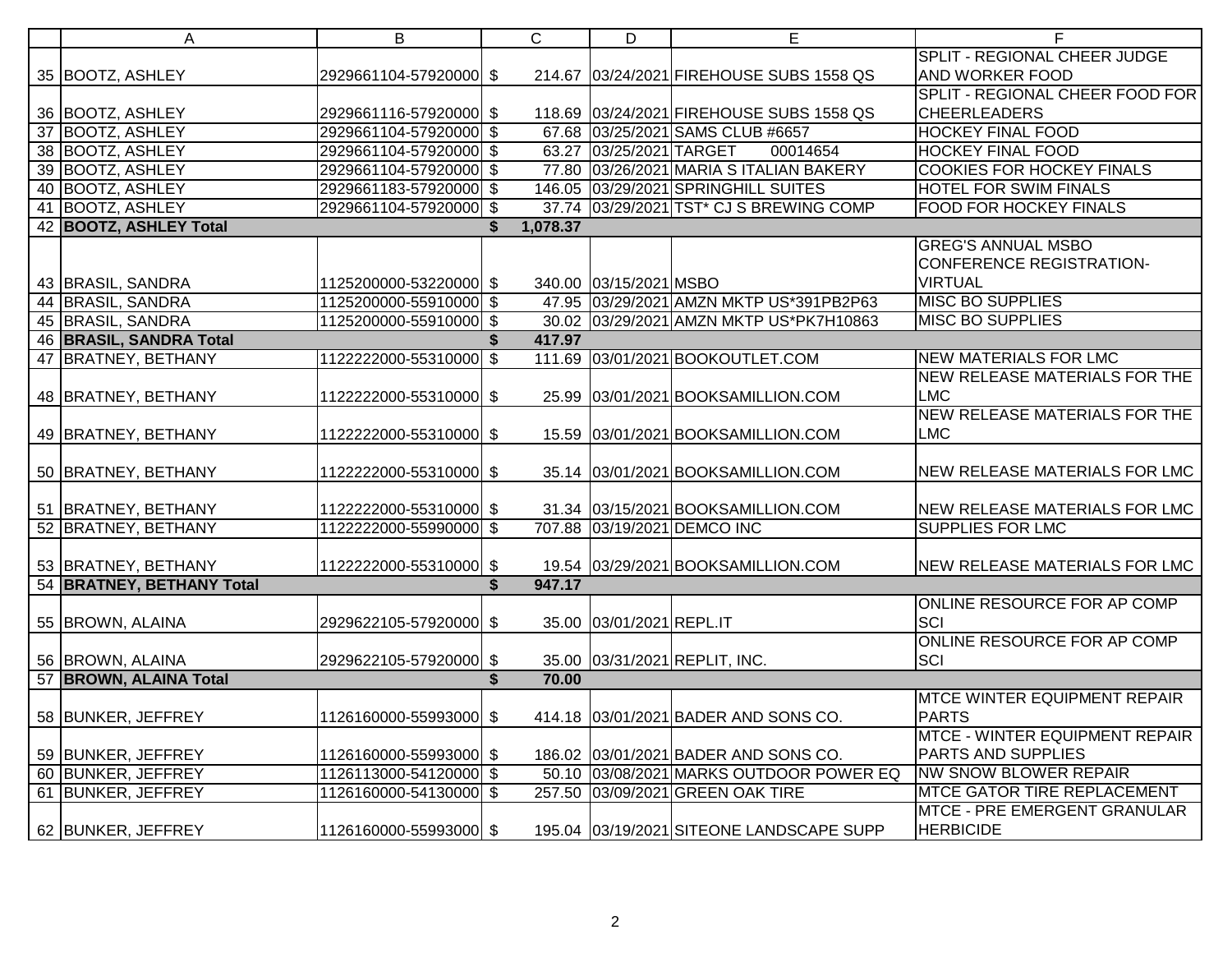| | A | B | | C | D | E | F |
|---|---|---|---|---|---|---|---|
| 35 | BOOTZ, ASHLEY | 2929661104-57920000 | $ | 214.67 | 03/24/2021 | FIREHOUSE SUBS 1558 QS | SPLIT - REGIONAL CHEER JUDGE AND WORKER FOOD |
| 36 | BOOTZ, ASHLEY | 2929661116-57920000 | $ | 118.69 | 03/24/2021 | FIREHOUSE SUBS 1558 QS | SPLIT - REGIONAL CHEER FOOD FOR CHEERLEADERS |
| 37 | BOOTZ, ASHLEY | 2929661104-57920000 | $ | 67.68 | 03/25/2021 | SAMS CLUB #6657 | HOCKEY FINAL FOOD |
| 38 | BOOTZ, ASHLEY | 2929661104-57920000 | $ | 63.27 | 03/25/2021 | TARGET 00014654 | HOCKEY FINAL FOOD |
| 39 | BOOTZ, ASHLEY | 2929661104-57920000 | $ | 77.80 | 03/26/2021 | MARIA S ITALIAN BAKERY | COOKIES FOR HOCKEY FINALS |
| 40 | BOOTZ, ASHLEY | 2929661183-57920000 | $ | 146.05 | 03/29/2021 | SPRINGHILL SUITES | HOTEL FOR SWIM FINALS |
| 41 | BOOTZ, ASHLEY | 2929661104-57920000 | $ | 37.74 | 03/29/2021 | TST* CJ S BREWING COMP | FOOD FOR HOCKEY FINALS |
| 42 | **BOOTZ, ASHLEY Total** | | **$** | **1,078.37** | | | |
| 43 | BRASIL, SANDRA | 1125200000-53220000 | $ | 340.00 | 03/15/2021 | MSBO | GREG'S ANNUAL MSBO CONFERENCE REGISTRATION-VIRTUAL |
| 44 | BRASIL, SANDRA | 1125200000-55910000 | $ | 47.95 | 03/29/2021 | AMZN MKTP US*391PB2P63 | MISC BO SUPPLIES |
| 45 | BRASIL, SANDRA | 1125200000-55910000 | $ | 30.02 | 03/29/2021 | AMZN MKTP US*PK7H10863 | MISC BO SUPPLIES |
| 46 | **BRASIL, SANDRA Total** | | **$** | **417.97** | | | |
| 47 | BRATNEY, BETHANY | 1122222000-55310000 | $ | 111.69 | 03/01/2021 | BOOKOUTLET.COM | NEW MATERIALS FOR LMC |
| 48 | BRATNEY, BETHANY | 1122222000-55310000 | $ | 25.99 | 03/01/2021 | BOOKSAMILLION.COM | NEW RELEASE MATERIALS FOR THE LMC |
| 49 | BRATNEY, BETHANY | 1122222000-55310000 | $ | 15.59 | 03/01/2021 | BOOKSAMILLION.COM | NEW RELEASE MATERIALS FOR THE LMC |
| 50 | BRATNEY, BETHANY | 1122222000-55310000 | $ | 35.14 | 03/01/2021 | BOOKSAMILLION.COM | NEW RELEASE MATERIALS FOR LMC |
| 51 | BRATNEY, BETHANY | 1122222000-55310000 | $ | 31.34 | 03/15/2021 | BOOKSAMILLION.COM | NEW RELEASE MATERIALS FOR LMC |
| 52 | BRATNEY, BETHANY | 1122222000-55990000 | $ | 707.88 | 03/19/2021 | DEMCO INC | SUPPLIES FOR LMC |
| 53 | BRATNEY, BETHANY | 1122222000-55310000 | $ | 19.54 | 03/29/2021 | BOOKSAMILLION.COM | NEW RELEASE MATERIALS FOR LMC |
| 54 | **BRATNEY, BETHANY Total** | | **$** | **947.17** | | | |
| 55 | BROWN, ALAINA | 2929622105-57920000 | $ | 35.00 | 03/01/2021 | REPL.IT | ONLINE RESOURCE FOR AP COMP SCI |
| 56 | BROWN, ALAINA | 2929622105-57920000 | $ | 35.00 | 03/31/2021 | REPLIT, INC. | ONLINE RESOURCE FOR AP COMP SCI |
| 57 | **BROWN, ALAINA Total** | | **$** | **70.00** | | | |
| 58 | BUNKER, JEFFREY | 1126160000-55993000 | $ | 414.18 | 03/01/2021 | BADER AND SONS CO. | MTCE WINTER EQUIPMENT REPAIR PARTS |
| 59 | BUNKER, JEFFREY | 1126160000-55993000 | $ | 186.02 | 03/01/2021 | BADER AND SONS CO. | MTCE - WINTER EQUIPMENT REPAIR PARTS AND SUPPLIES |
| 60 | BUNKER, JEFFREY | 1126113000-54120000 | $ | 50.10 | 03/08/2021 | MARKS OUTDOOR POWER EQ | NW SNOW BLOWER REPAIR |
| 61 | BUNKER, JEFFREY | 1126160000-54130000 | $ | 257.50 | 03/09/2021 | GREEN OAK TIRE | MTCE GATOR TIRE REPLACEMENT |
| 62 | BUNKER, JEFFREY | 1126160000-55993000 | $ | 195.04 | 03/19/2021 | SITEONE LANDSCAPE SUPP | MTCE - PRE EMERGENT GRANULAR HERBICIDE |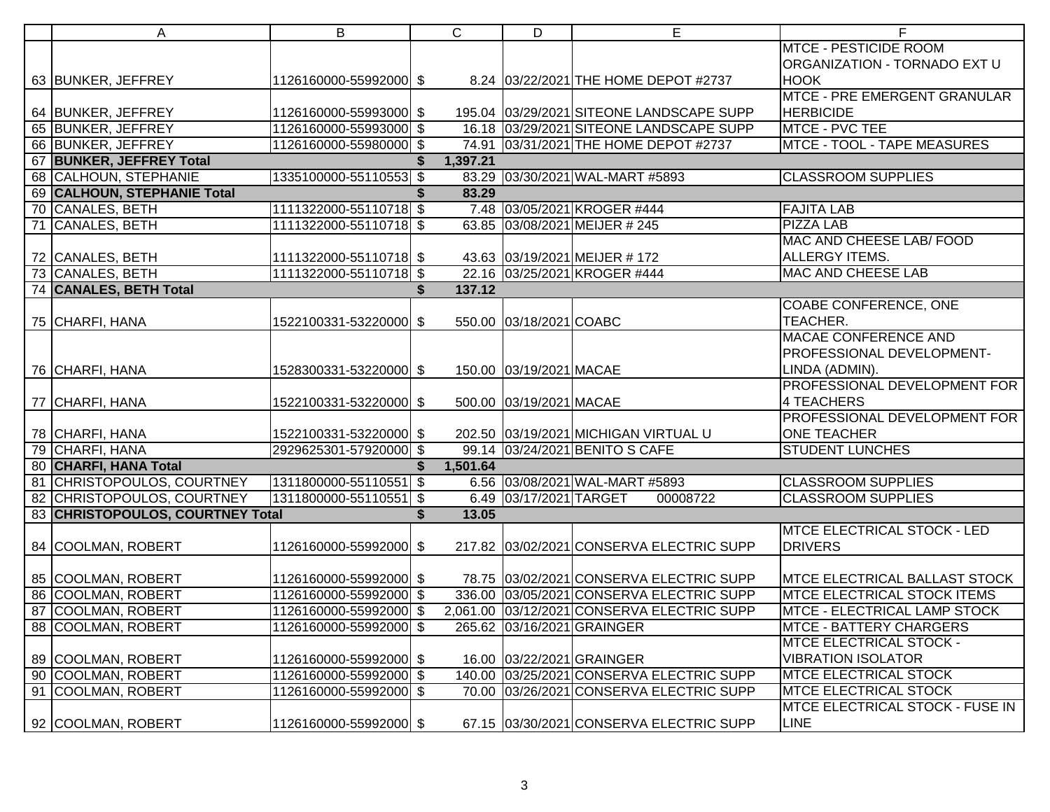| | A | B | | C | D | E | F |
|---|---|---|---|---|---|---|---|
| 63 | BUNKER, JEFFREY | 1126160000-55992000 | $ | 8.24 | 03/22/2021 | THE HOME DEPOT #2737 | MTCE - PESTICIDE ROOM ORGANIZATION - TORNADO EXT U HOOK |
| 64 | BUNKER, JEFFREY | 1126160000-55993000 | $ | 195.04 | 03/29/2021 | SITEONE LANDSCAPE SUPP | MTCE - PRE EMERGENT GRANULAR HERBICIDE |
| 65 | BUNKER, JEFFREY | 1126160000-55993000 | $ | 16.18 | 03/29/2021 | SITEONE LANDSCAPE SUPP | MTCE - PVC TEE |
| 66 | BUNKER, JEFFREY | 1126160000-55980000 | $ | 74.91 | 03/31/2021 | THE HOME DEPOT #2737 | MTCE - TOOL - TAPE MEASURES |
| 67 | **BUNKER, JEFFREY Total** | | **$** | **1,397.21** | | | |
| 68 | CALHOUN, STEPHANIE | 1335100000-55110553 | $ | 83.29 | 03/30/2021 | WAL-MART #5893 | CLASSROOM SUPPLIES |
| 69 | **CALHOUN, STEPHANIE Total** | | **$** | **83.29** | | | |
| 70 | CANALES, BETH | 1111322000-55110718 | $ | 7.48 | 03/05/2021 | KROGER #444 | FAJITA LAB |
| 71 | CANALES, BETH | 1111322000-55110718 | $ | 63.85 | 03/08/2021 | MEIJER # 245 | PIZZA LAB |
| 72 | CANALES, BETH | 1111322000-55110718 | $ | 43.63 | 03/19/2021 | MEIJER # 172 | MAC AND CHEESE LAB/ FOOD ALLERGY ITEMS. |
| 73 | CANALES, BETH | 1111322000-55110718 | $ | 22.16 | 03/25/2021 | KROGER #444 | MAC AND CHEESE LAB |
| 74 | **CANALES, BETH Total** | | **$** | **137.12** | | | |
| 75 | CHARFI, HANA | 1522100331-53220000 | $ | 550.00 | 03/18/2021 | COABC | COABE CONFERENCE, ONE TEACHER. |
| 76 | CHARFI, HANA | 1528300331-53220000 | $ | 150.00 | 03/19/2021 | MACAE | MACAE CONFERENCE AND PROFESSIONAL DEVELOPMENT- LINDA (ADMIN). |
| 77 | CHARFI, HANA | 1522100331-53220000 | $ | 500.00 | 03/19/2021 | MACAE | PROFESSIONAL DEVELOPMENT FOR 4 TEACHERS |
| 78 | CHARFI, HANA | 1522100331-53220000 | $ | 202.50 | 03/19/2021 | MICHIGAN VIRTUAL U | PROFESSIONAL DEVELOPMENT FOR ONE TEACHER |
| 79 | CHARFI, HANA | 2929625301-57920000 | $ | 99.14 | 03/24/2021 | BENITO S CAFE | STUDENT LUNCHES |
| 80 | **CHARFI, HANA Total** | | **$** | **1,501.64** | | | |
| 81 | CHRISTOPOULOS, COURTNEY | 1311800000-55110551 | $ | 6.56 | 03/08/2021 | WAL-MART #5893 | CLASSROOM SUPPLIES |
| 82 | CHRISTOPOULOS, COURTNEY | 1311800000-55110551 | $ | 6.49 | 03/17/2021 | TARGET 00008722 | CLASSROOM SUPPLIES |
| 83 | **CHRISTOPOULOS, COURTNEY Total** | | **$** | **13.05** | | | |
| 84 | COOLMAN, ROBERT | 1126160000-55992000 | $ | 217.82 | 03/02/2021 | CONSERVA ELECTRIC SUPP | MTCE ELECTRICAL STOCK - LED DRIVERS |
| 85 | COOLMAN, ROBERT | 1126160000-55992000 | $ | 78.75 | 03/02/2021 | CONSERVA ELECTRIC SUPP | MTCE ELECTRICAL BALLAST STOCK |
| 86 | COOLMAN, ROBERT | 1126160000-55992000 | $ | 336.00 | 03/05/2021 | CONSERVA ELECTRIC SUPP | MTCE ELECTRICAL STOCK ITEMS |
| 87 | COOLMAN, ROBERT | 1126160000-55992000 | $ | 2,061.00 | 03/12/2021 | CONSERVA ELECTRIC SUPP | MTCE - ELECTRICAL LAMP STOCK |
| 88 | COOLMAN, ROBERT | 1126160000-55992000 | $ | 265.62 | 03/16/2021 | GRAINGER | MTCE - BATTERY CHARGERS |
| 89 | COOLMAN, ROBERT | 1126160000-55992000 | $ | 16.00 | 03/22/2021 | GRAINGER | MTCE ELECTRICAL STOCK - VIBRATION ISOLATOR |
| 90 | COOLMAN, ROBERT | 1126160000-55992000 | $ | 140.00 | 03/25/2021 | CONSERVA ELECTRIC SUPP | MTCE ELECTRICAL STOCK |
| 91 | COOLMAN, ROBERT | 1126160000-55992000 | $ | 70.00 | 03/26/2021 | CONSERVA ELECTRIC SUPP | MTCE ELECTRICAL STOCK |
| 92 | COOLMAN, ROBERT | 1126160000-55992000 | $ | 67.15 | 03/30/2021 | CONSERVA ELECTRIC SUPP | MTCE ELECTRICAL STOCK - FUSE IN LINE |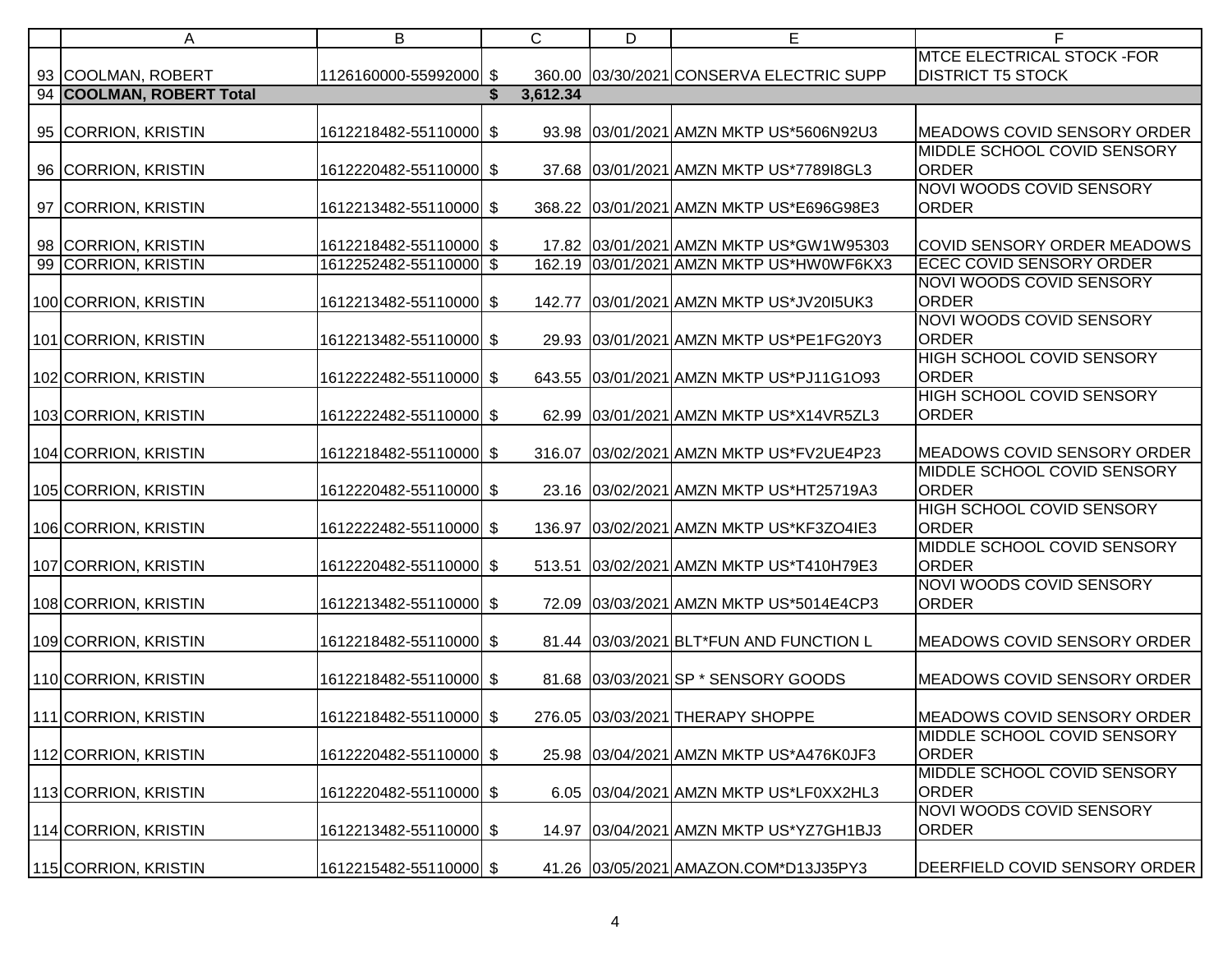| | A | B | | C | D | E | F |
|---|---|---|---|---|---|---|---|
| 93 | COOLMAN, ROBERT | 1126160000-55992000 | $ | 360.00 | 03/30/2021 | CONSERVA ELECTRIC SUPP | MTCE ELECTRICAL STOCK -FOR DISTRICT T5 STOCK |
| 94 | **COOLMAN, ROBERT Total** | | **$** | **3,612.34** | | | |
| 95 | CORRION, KRISTIN | 1612218482-55110000 | $ | 93.98 | 03/01/2021 | AMZN MKTP US*5606N92U3 | MEADOWS COVID SENSORY ORDER |
| 96 | CORRION, KRISTIN | 1612220482-55110000 | $ | 37.68 | 03/01/2021 | AMZN MKTP US*7789I8GL3 | MIDDLE SCHOOL COVID SENSORY ORDER |
| 97 | CORRION, KRISTIN | 1612213482-55110000 | $ | 368.22 | 03/01/2021 | AMZN MKTP US*E696G98E3 | NOVI WOODS COVID SENSORY ORDER |
| 98 | CORRION, KRISTIN | 1612218482-55110000 | $ | 17.82 | 03/01/2021 | AMZN MKTP US*GW1W95303 | COVID SENSORY ORDER MEADOWS |
| 99 | CORRION, KRISTIN | 1612252482-55110000 | $ | 162.19 | 03/01/2021 | AMZN MKTP US*HW0WF6KX3 | ECEC COVID SENSORY ORDER |
| 100 | CORRION, KRISTIN | 1612213482-55110000 | $ | 142.77 | 03/01/2021 | AMZN MKTP US*JV20I5UK3 | NOVI WOODS COVID SENSORY ORDER |
| 101 | CORRION, KRISTIN | 1612213482-55110000 | $ | 29.93 | 03/01/2021 | AMZN MKTP US*PE1FG20Y3 | NOVI WOODS COVID SENSORY ORDER |
| 102 | CORRION, KRISTIN | 1612222482-55110000 | $ | 643.55 | 03/01/2021 | AMZN MKTP US*PJ11G1O93 | HIGH SCHOOL COVID SENSORY ORDER |
| 103 | CORRION, KRISTIN | 1612222482-55110000 | $ | 62.99 | 03/01/2021 | AMZN MKTP US*X14VR5ZL3 | HIGH SCHOOL COVID SENSORY ORDER |
| 104 | CORRION, KRISTIN | 1612218482-55110000 | $ | 316.07 | 03/02/2021 | AMZN MKTP US*FV2UE4P23 | MEADOWS COVID SENSORY ORDER |
| 105 | CORRION, KRISTIN | 1612220482-55110000 | $ | 23.16 | 03/02/2021 | AMZN MKTP US*HT25719A3 | MIDDLE SCHOOL COVID SENSORY ORDER |
| 106 | CORRION, KRISTIN | 1612222482-55110000 | $ | 136.97 | 03/02/2021 | AMZN MKTP US*KF3ZO4IE3 | HIGH SCHOOL COVID SENSORY ORDER |
| 107 | CORRION, KRISTIN | 1612220482-55110000 | $ | 513.51 | 03/02/2021 | AMZN MKTP US*T410H79E3 | MIDDLE SCHOOL COVID SENSORY ORDER |
| 108 | CORRION, KRISTIN | 1612213482-55110000 | $ | 72.09 | 03/03/2021 | AMZN MKTP US*5014E4CP3 | NOVI WOODS COVID SENSORY ORDER |
| 109 | CORRION, KRISTIN | 1612218482-55110000 | $ | 81.44 | 03/03/2021 | BLT*FUN AND FUNCTION L | MEADOWS COVID SENSORY ORDER |
| 110 | CORRION, KRISTIN | 1612218482-55110000 | $ | 81.68 | 03/03/2021 | SP * SENSORY GOODS | MEADOWS COVID SENSORY ORDER |
| 111 | CORRION, KRISTIN | 1612218482-55110000 | $ | 276.05 | 03/03/2021 | THERAPY SHOPPE | MEADOWS COVID SENSORY ORDER |
| 112 | CORRION, KRISTIN | 1612220482-55110000 | $ | 25.98 | 03/04/2021 | AMZN MKTP US*A476K0JF3 | MIDDLE SCHOOL COVID SENSORY ORDER |
| 113 | CORRION, KRISTIN | 1612220482-55110000 | $ | 6.05 | 03/04/2021 | AMZN MKTP US*LF0XX2HL3 | MIDDLE SCHOOL COVID SENSORY ORDER |
| 114 | CORRION, KRISTIN | 1612213482-55110000 | $ | 14.97 | 03/04/2021 | AMZN MKTP US*YZ7GH1BJ3 | NOVI WOODS COVID SENSORY ORDER |
| 115 | CORRION, KRISTIN | 1612215482-55110000 | $ | 41.26 | 03/05/2021 | AMAZON.COM*D13J35PY3 | DEERFIELD COVID SENSORY ORDER |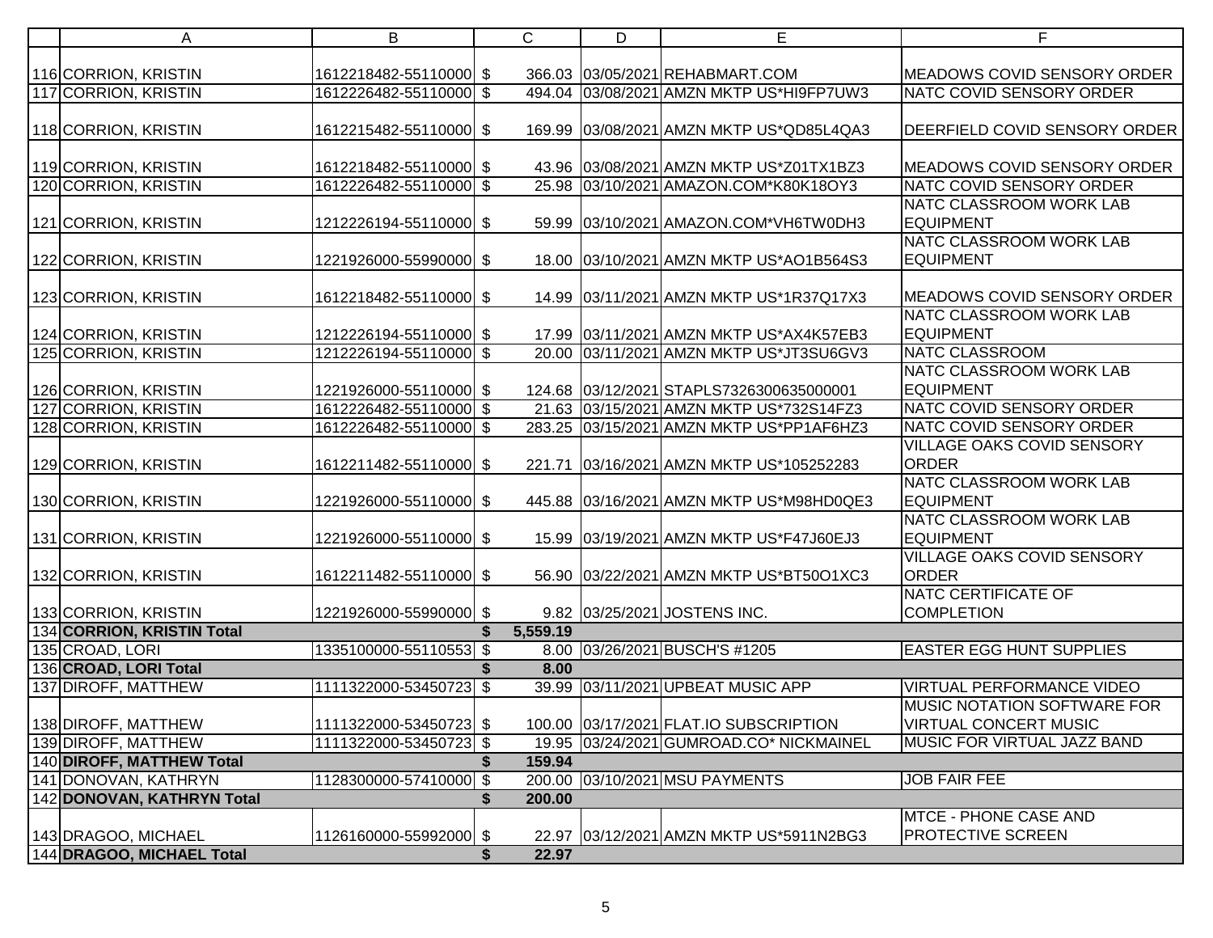| | A | B | C | D | E | F |
|---|---|---|---|---|---|---|
| 116 | CORRION, KRISTIN | 1612218482-55110000 | $ 366.03 | 03/05/2021 | REHABMART.COM | MEADOWS COVID SENSORY ORDER |
| 117 | CORRION, KRISTIN | 1612226482-55110000 | $ 494.04 | 03/08/2021 | AMZN MKTP US*HI9FP7UW3 | NATC COVID SENSORY ORDER |
| 118 | CORRION, KRISTIN | 1612215482-55110000 | $ 169.99 | 03/08/2021 | AMZN MKTP US*QD85L4QA3 | DEERFIELD COVID SENSORY ORDER |
| 119 | CORRION, KRISTIN | 1612218482-55110000 | $ 43.96 | 03/08/2021 | AMZN MKTP US*Z01TX1BZ3 | MEADOWS COVID SENSORY ORDER |
| 120 | CORRION, KRISTIN | 1612226482-55110000 | $ 25.98 | 03/10/2021 | AMAZON.COM*K80K18OY3 | NATC COVID SENSORY ORDER |
| 121 | CORRION, KRISTIN | 1212226194-55110000 | $ 59.99 | 03/10/2021 | AMAZON.COM*VH6TW0DH3 | NATC CLASSROOM WORK LAB EQUIPMENT |
| 122 | CORRION, KRISTIN | 1221926000-55990000 | $ 18.00 | 03/10/2021 | AMZN MKTP US*AO1B564S3 | NATC CLASSROOM WORK LAB EQUIPMENT |
| 123 | CORRION, KRISTIN | 1612218482-55110000 | $ 14.99 | 03/11/2021 | AMZN MKTP US*1R37Q17X3 | MEADOWS COVID SENSORY ORDER |
| 124 | CORRION, KRISTIN | 1212226194-55110000 | $ 17.99 | 03/11/2021 | AMZN MKTP US*AX4K57EB3 | NATC CLASSROOM WORK LAB EQUIPMENT |
| 125 | CORRION, KRISTIN | 1212226194-55110000 | $ 20.00 | 03/11/2021 | AMZN MKTP US*JT3SU6GV3 | NATC CLASSROOM |
| 126 | CORRION, KRISTIN | 1221926000-55110000 | $ 124.68 | 03/12/2021 | STAPLS7326300635000001 | NATC CLASSROOM WORK LAB EQUIPMENT |
| 127 | CORRION, KRISTIN | 1612226482-55110000 | $ 21.63 | 03/15/2021 | AMZN MKTP US*732S14FZ3 | NATC COVID SENSORY ORDER |
| 128 | CORRION, KRISTIN | 1612226482-55110000 | $ 283.25 | 03/15/2021 | AMZN MKTP US*PP1AF6HZ3 | NATC COVID SENSORY ORDER |
| 129 | CORRION, KRISTIN | 1612211482-55110000 | $ 221.71 | 03/16/2021 | AMZN MKTP US*105252283 | VILLAGE OAKS COVID SENSORY ORDER |
| 130 | CORRION, KRISTIN | 1221926000-55110000 | $ 445.88 | 03/16/2021 | AMZN MKTP US*M98HD0QE3 | NATC CLASSROOM WORK LAB EQUIPMENT |
| 131 | CORRION, KRISTIN | 1221926000-55110000 | $ 15.99 | 03/19/2021 | AMZN MKTP US*F47J60EJ3 | NATC CLASSROOM WORK LAB EQUIPMENT |
| 132 | CORRION, KRISTIN | 1612211482-55110000 | $ 56.90 | 03/22/2021 | AMZN MKTP US*BT50O1XC3 | VILLAGE OAKS COVID SENSORY ORDER |
| 133 | CORRION, KRISTIN | 1221926000-55990000 | $ 9.82 | 03/25/2021 | JOSTENS INC. | NATC CERTIFICATE OF COMPLETION |
| 134 | **CORRION, KRISTIN Total** | | **$ 5,559.19** | | | |
| 135 | CROAD, LORI | 1335100000-55110553 | $ 8.00 | 03/26/2021 | BUSCH'S #1205 | EASTER EGG HUNT SUPPLIES |
| 136 | **CROAD, LORI Total** | | **$ 8.00** | | | |
| 137 | DIROFF, MATTHEW | 1111322000-53450723 | $ 39.99 | 03/11/2021 | UPBEAT MUSIC APP | VIRTUAL PERFORMANCE VIDEO |
| 138 | DIROFF, MATTHEW | 1111322000-53450723 | $ 100.00 | 03/17/2021 | FLAT.IO SUBSCRIPTION | MUSIC NOTATION SOFTWARE FOR VIRTUAL CONCERT MUSIC |
| 139 | DIROFF, MATTHEW | 1111322000-53450723 | $ 19.95 | 03/24/2021 | GUMROAD.CO* NICKMAINEL | MUSIC FOR VIRTUAL JAZZ BAND |
| 140 | **DIROFF, MATTHEW Total** | | **$ 159.94** | | | |
| 141 | DONOVAN, KATHRYN | 1128300000-57410000 | $ 200.00 | 03/10/2021 | MSU PAYMENTS | JOB FAIR FEE |
| 142 | **DONOVAN, KATHRYN Total** | | **$ 200.00** | | | |
| 143 | DRAGOO, MICHAEL | 1126160000-55992000 | $ 22.97 | 03/12/2021 | AMZN MKTP US*5911N2BG3 | MTCE - PHONE CASE AND PROTECTIVE SCREEN |
| 144 | **DRAGOO, MICHAEL Total** | | **$ 22.97** | | | |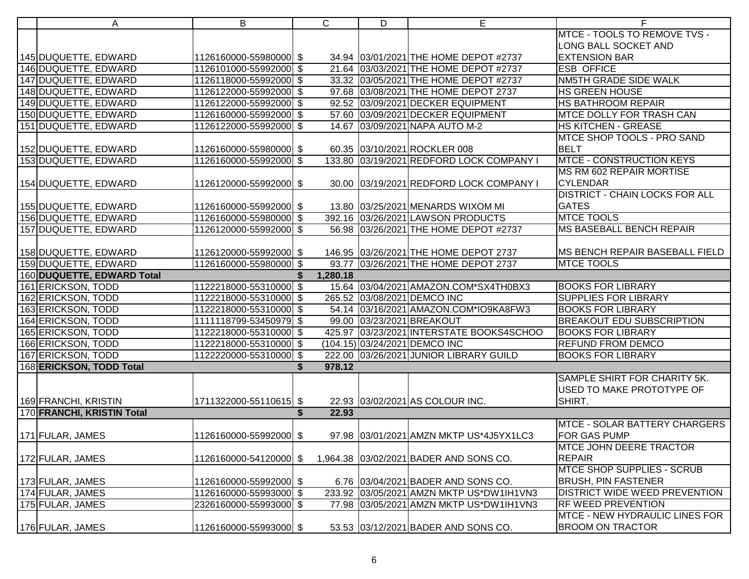| | A | B | C | | D | E | F |
|---|---|---|---|---|---|---|---|
| 145 | DUQUETTE, EDWARD | 1126160000-55980000 | $ | 34.94 | 03/01/2021 | THE HOME DEPOT #2737 | MTCE - TOOLS TO REMOVE TVS - LONG BALL SOCKET AND EXTENSION BAR |
| 146 | DUQUETTE, EDWARD | 1126101000-55992000 | $ | 21.64 | 03/03/2021 | THE HOME DEPOT #2737 | ESB OFFICE |
| 147 | DUQUETTE, EDWARD | 1126118000-55992000 | $ | 33.32 | 03/05/2021 | THE HOME DEPOT #2737 | NM5TH GRADE SIDE WALK |
| 148 | DUQUETTE, EDWARD | 1126122000-55992000 | $ | 97.68 | 03/08/2021 | THE HOME DEPOT 2737 | HS GREEN HOUSE |
| 149 | DUQUETTE, EDWARD | 1126122000-55992000 | $ | 92.52 | 03/09/2021 | DECKER EQUIPMENT | HS BATHROOM REPAIR |
| 150 | DUQUETTE, EDWARD | 1126160000-55992000 | $ | 57.60 | 03/09/2021 | DECKER EQUIPMENT | MTCE DOLLY FOR TRASH CAN |
| 151 | DUQUETTE, EDWARD | 1126122000-55992000 | $ | 14.67 | 03/09/2021 | NAPA AUTO M-2 | HS KITCHEN - GREASE |
| 152 | DUQUETTE, EDWARD | 1126160000-55980000 | $ | 60.35 | 03/10/2021 | ROCKLER 008 | MTCE SHOP TOOLS - PRO SAND BELT |
| 153 | DUQUETTE, EDWARD | 1126160000-55992000 | $ | 133.80 | 03/19/2021 | REDFORD LOCK COMPANY I | MTCE - CONSTRUCTION KEYS |
| 154 | DUQUETTE, EDWARD | 1126120000-55992000 | $ | 30.00 | 03/19/2021 | REDFORD LOCK COMPANY I | MS RM 602 REPAIR MORTISE CYLENDAR |
| 155 | DUQUETTE, EDWARD | 1126160000-55992000 | $ | 13.80 | 03/25/2021 | MENARDS WIXOM MI | DISTRICT - CHAIN LOCKS FOR ALL GATES |
| 156 | DUQUETTE, EDWARD | 1126160000-55980000 | $ | 392.16 | 03/26/2021 | LAWSON PRODUCTS | MTCE TOOLS |
| 157 | DUQUETTE, EDWARD | 1126120000-55992000 | $ | 56.98 | 03/26/2021 | THE HOME DEPOT #2737 | MS BASEBALL BENCH REPAIR |
| 158 | DUQUETTE, EDWARD | 1126120000-55992000 | $ | 146.95 | 03/26/2021 | THE HOME DEPOT 2737 | MS BENCH REPAIR BASEBALL FIELD |
| 159 | DUQUETTE, EDWARD | 1126160000-55980000 | $ | 93.77 | 03/26/2021 | THE HOME DEPOT 2737 | MTCE TOOLS |
| 160 | **DUQUETTE, EDWARD Total** | | **$** | **1,280.18** | | | |
| 161 | ERICKSON, TODD | 1122218000-55310000 | $ | 15.64 | 03/04/2021 | AMAZON.COM*SX4TH0BX3 | BOOKS FOR LIBRARY |
| 162 | ERICKSON, TODD | 1122218000-55310000 | $ | 265.52 | 03/08/2021 | DEMCO INC | SUPPLIES FOR LIBRARY |
| 163 | ERICKSON, TODD | 1122218000-55310000 | $ | 54.14 | 03/16/2021 | AMAZON.COM*IO9KA8FW3 | BOOKS FOR LIBRARY |
| 164 | ERICKSON, TODD | 1111118799-53450979 | $ | 99.00 | 03/23/2021 | BREAKOUT | BREAKOUT EDU SUBSCRIPTION |
| 165 | ERICKSON, TODD | 1122218000-55310000 | $ | 425.97 | 03/23/2021 | INTERSTATE BOOKS4SCHOO | BOOKS FOR LIBRARY |
| 166 | ERICKSON, TODD | 1122218000-55310000 | $ | (104.15) | 03/24/2021 | DEMCO INC | REFUND FROM DEMCO |
| 167 | ERICKSON, TODD | 1122220000-55310000 | $ | 222.00 | 03/26/2021 | JUNIOR LIBRARY GUILD | BOOKS FOR LIBRARY |
| 168 | **ERICKSON, TODD Total** | | **$** | **978.12** | | | |
| 169 | FRANCHI, KRISTIN | 1711322000-55110615 | $ | 22.93 | 03/02/2021 | AS COLOUR INC. | SAMPLE SHIRT FOR CHARITY 5K. USED TO MAKE PROTOTYPE OF SHIRT. |
| 170 | **FRANCHI, KRISTIN Total** | | **$** | **22.93** | | | |
| 171 | FULAR, JAMES | 1126160000-55992000 | $ | 97.98 | 03/01/2021 | AMZN MKTP US*4J5YX1LC3 | MTCE - SOLAR BATTERY CHARGERS FOR GAS PUMP |
| 172 | FULAR, JAMES | 1126160000-54120000 | $ | 1,964.38 | 03/02/2021 | BADER AND SONS CO. | MTCE JOHN DEERE TRACTOR REPAIR |
| 173 | FULAR, JAMES | 1126160000-55992000 | $ | 6.76 | 03/04/2021 | BADER AND SONS CO. | MTCE SHOP SUPPLIES - SCRUB BRUSH, PIN FASTENER |
| 174 | FULAR, JAMES | 1126160000-55993000 | $ | 233.92 | 03/05/2021 | AMZN MKTP US*DW1IH1VN3 | DISTRICT WIDE WEED PREVENTION |
| 175 | FULAR, JAMES | 2326160000-55993000 | $ | 77.98 | 03/05/2021 | AMZN MKTP US*DW1IH1VN3 | RF WEED PREVENTION |
| 176 | FULAR, JAMES | 1126160000-55993000 | $ | 53.53 | 03/12/2021 | BADER AND SONS CO. | MTCE - NEW HYDRAULIC LINES FOR BROOM ON TRACTOR |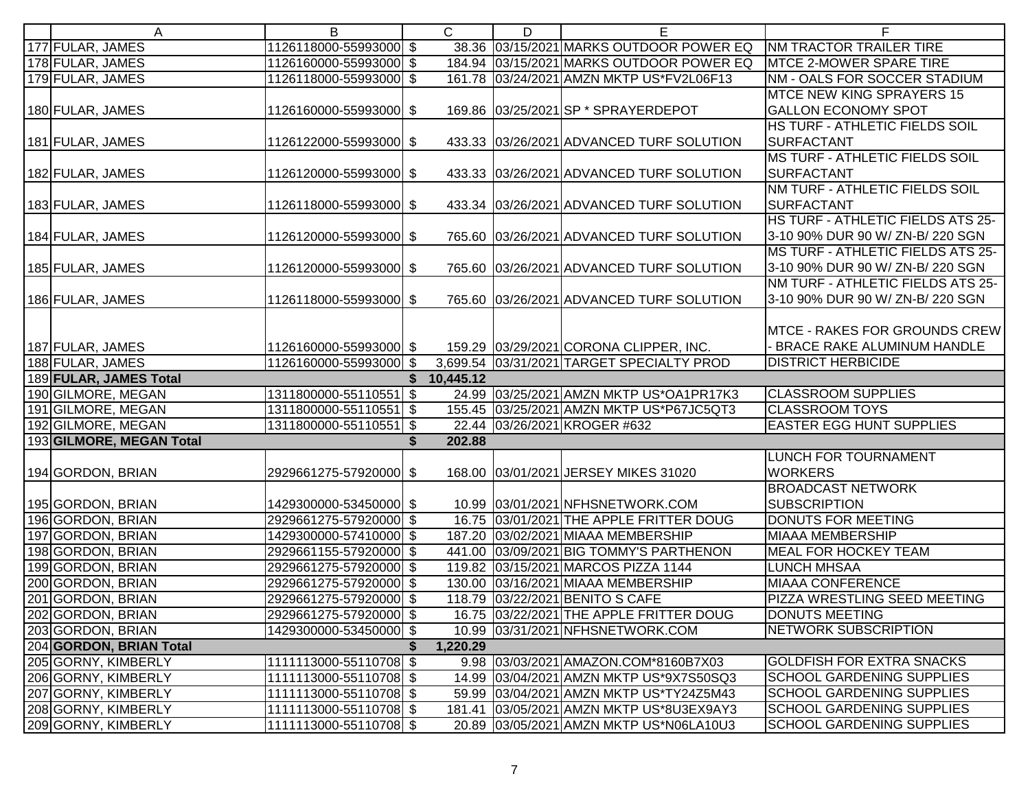| | A | B | C | D | E | F |
|---|---|---|---|---|---|---|
| 177 | FULAR, JAMES | 1126118000-55993000 | $ 38.36 | 03/15/2021 | MARKS OUTDOOR POWER EQ | NM TRACTOR TRAILER TIRE |
| 178 | FULAR, JAMES | 1126160000-55993000 | $ 184.94 | 03/15/2021 | MARKS OUTDOOR POWER EQ | MTCE 2-MOWER SPARE TIRE |
| 179 | FULAR, JAMES | 1126118000-55993000 | $ 161.78 | 03/24/2021 | AMZN MKTP US*FV2L06F13 | NM - OALS FOR SOCCER STADIUM |
| 180 | FULAR, JAMES | 1126160000-55993000 | $ 169.86 | 03/25/2021 | SP * SPRAYERDEPOT | MTCE NEW KING SPRAYERS 15 GALLON ECONOMY SPOT |
| 181 | FULAR, JAMES | 1126122000-55993000 | $ 433.33 | 03/26/2021 | ADVANCED TURF SOLUTION | HS TURF - ATHLETIC FIELDS SOIL SURFACTANT |
| 182 | FULAR, JAMES | 1126120000-55993000 | $ 433.33 | 03/26/2021 | ADVANCED TURF SOLUTION | MS TURF - ATHLETIC FIELDS SOIL SURFACTANT |
| 183 | FULAR, JAMES | 1126118000-55993000 | $ 433.34 | 03/26/2021 | ADVANCED TURF SOLUTION | NM TURF - ATHLETIC FIELDS SOIL SURFACTANT |
| 184 | FULAR, JAMES | 1126120000-55993000 | $ 765.60 | 03/26/2021 | ADVANCED TURF SOLUTION | HS TURF - ATHLETIC FIELDS ATS 25-3-10 90% DUR 90 W/ ZN-B/ 220 SGN |
| 185 | FULAR, JAMES | 1126120000-55993000 | $ 765.60 | 03/26/2021 | ADVANCED TURF SOLUTION | MS TURF - ATHLETIC FIELDS ATS 25-3-10 90% DUR 90 W/ ZN-B/ 220 SGN |
| 186 | FULAR, JAMES | 1126118000-55993000 | $ 765.60 | 03/26/2021 | ADVANCED TURF SOLUTION | NM TURF - ATHLETIC FIELDS ATS 25-3-10 90% DUR 90 W/ ZN-B/ 220 SGN |
| 187 | FULAR, JAMES | 1126160000-55993000 | $ 159.29 | 03/29/2021 | CORONA CLIPPER, INC. | MTCE - RAKES FOR GROUNDS CREW - BRACE RAKE ALUMINUM HANDLE |
| 188 | FULAR, JAMES | 1126160000-55993000 | $ 3,699.54 | 03/31/2021 | TARGET SPECIALTY PROD | DISTRICT HERBICIDE |
| 189 | **FULAR, JAMES Total** | | **$ 10,445.12** | | | |
| 190 | GILMORE, MEGAN | 1311800000-55110551 | $ 24.99 | 03/25/2021 | AMZN MKTP US*OA1PR17K3 | CLASSROOM SUPPLIES |
| 191 | GILMORE, MEGAN | 1311800000-55110551 | $ 155.45 | 03/25/2021 | AMZN MKTP US*P67JC5QT3 | CLASSROOM TOYS |
| 192 | GILMORE, MEGAN | 1311800000-55110551 | $ 22.44 | 03/26/2021 | KROGER #632 | EASTER EGG HUNT SUPPLIES |
| 193 | **GILMORE, MEGAN Total** | | **$ 202.88** | | | |
| 194 | GORDON, BRIAN | 2929661275-57920000 | $ 168.00 | 03/01/2021 | JERSEY MIKES 31020 | LUNCH FOR TOURNAMENT WORKERS |
| 195 | GORDON, BRIAN | 1429300000-53450000 | $ 10.99 | 03/01/2021 | NFHSNETWORK.COM | BROADCAST NETWORK SUBSCRIPTION |
| 196 | GORDON, BRIAN | 2929661275-57920000 | $ 16.75 | 03/01/2021 | THE APPLE FRITTER DOUG | DONUTS FOR MEETING |
| 197 | GORDON, BRIAN | 1429300000-57410000 | $ 187.20 | 03/02/2021 | MIAAA MEMBERSHIP | MIAAA MEMBERSHIP |
| 198 | GORDON, BRIAN | 2929661155-57920000 | $ 441.00 | 03/09/2021 | BIG TOMMY'S PARTHENON | MEAL FOR HOCKEY TEAM |
| 199 | GORDON, BRIAN | 2929661275-57920000 | $ 119.82 | 03/15/2021 | MARCOS PIZZA 1144 | LUNCH MHSAA |
| 200 | GORDON, BRIAN | 2929661275-57920000 | $ 130.00 | 03/16/2021 | MIAAA MEMBERSHIP | MIAAA CONFERENCE |
| 201 | GORDON, BRIAN | 2929661275-57920000 | $ 118.79 | 03/22/2021 | BENITO S CAFE | PIZZA WRESTLING SEED MEETING |
| 202 | GORDON, BRIAN | 2929661275-57920000 | $ 16.75 | 03/22/2021 | THE APPLE FRITTER DOUG | DONUTS MEETING |
| 203 | GORDON, BRIAN | 1429300000-53450000 | $ 10.99 | 03/31/2021 | NFHSNETWORK.COM | NETWORK SUBSCRIPTION |
| 204 | **GORDON, BRIAN Total** | | **$ 1,220.29** | | | |
| 205 | GORNY, KIMBERLY | 1111113000-55110708 | $ 9.98 | 03/03/2021 | AMAZON.COM*8160B7X03 | GOLDFISH FOR EXTRA SNACKS |
| 206 | GORNY, KIMBERLY | 1111113000-55110708 | $ 14.99 | 03/04/2021 | AMZN MKTP US*9X7S50SQ3 | SCHOOL GARDENING SUPPLIES |
| 207 | GORNY, KIMBERLY | 1111113000-55110708 | $ 59.99 | 03/04/2021 | AMZN MKTP US*TY24Z5M43 | SCHOOL GARDENING SUPPLIES |
| 208 | GORNY, KIMBERLY | 1111113000-55110708 | $ 181.41 | 03/05/2021 | AMZN MKTP US*8U3EX9AY3 | SCHOOL GARDENING SUPPLIES |
| 209 | GORNY, KIMBERLY | 1111113000-55110708 | $ 20.89 | 03/05/2021 | AMZN MKTP US*N06LA10U3 | SCHOOL GARDENING SUPPLIES |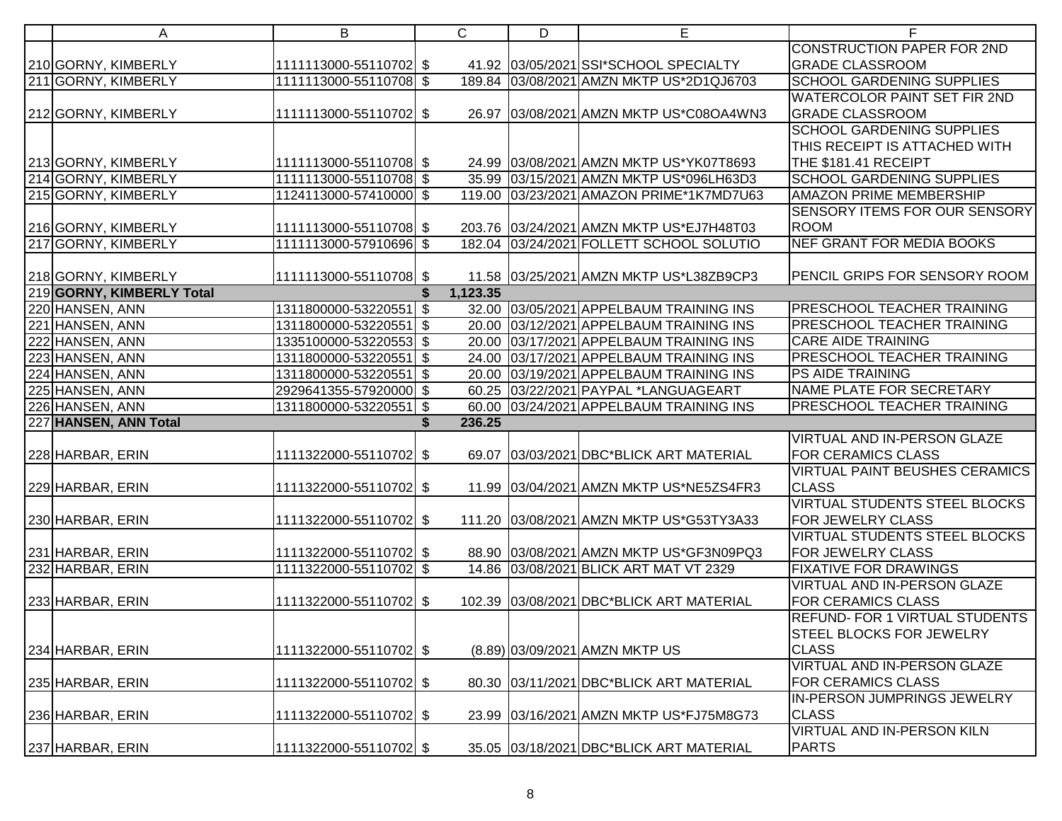| | A | B | C | D | E | F |
|---|---|---|---|---|---|---|
| 210 | GORNY, KIMBERLY | 1111113000-55110702 | $ 41.92 | 03/05/2021 | SSI*SCHOOL SPECIALTY | CONSTRUCTION PAPER FOR 2ND GRADE CLASSROOM |
| 211 | GORNY, KIMBERLY | 1111113000-55110708 | $ 189.84 | 03/08/2021 | AMZN MKTP US*2D1QJ6703 | SCHOOL GARDENING SUPPLIES |
| 212 | GORNY, KIMBERLY | 1111113000-55110702 | $ 26.97 | 03/08/2021 | AMZN MKTP US*C08OA4WN3 | WATERCOLOR PAINT SET FIR 2ND GRADE CLASSROOM |
| 213 | GORNY, KIMBERLY | 1111113000-55110708 | $ 24.99 | 03/08/2021 | AMZN MKTP US*YK07T8693 | SCHOOL GARDENING SUPPLIES THIS RECEIPT IS ATTACHED WITH THE $181.41 RECEIPT |
| 214 | GORNY, KIMBERLY | 1111113000-55110708 | $ 35.99 | 03/15/2021 | AMZN MKTP US*096LH63D3 | SCHOOL GARDENING SUPPLIES |
| 215 | GORNY, KIMBERLY | 1124113000-57410000 | $ 119.00 | 03/23/2021 | AMAZON PRIME*1K7MD7U63 | AMAZON PRIME MEMBERSHIP |
| 216 | GORNY, KIMBERLY | 1111113000-55110708 | $ 203.76 | 03/24/2021 | AMZN MKTP US*EJ7H48T03 | SENSORY ITEMS FOR OUR SENSORY ROOM |
| 217 | GORNY, KIMBERLY | 1111113000-57910696 | $ 182.04 | 03/24/2021 | FOLLETT SCHOOL SOLUTIO | NEF GRANT FOR MEDIA BOOKS |
| 218 | GORNY, KIMBERLY | 1111113000-55110708 | $ 11.58 | 03/25/2021 | AMZN MKTP US*L38ZB9CP3 | PENCIL GRIPS FOR SENSORY ROOM |
| 219 | **GORNY, KIMBERLY Total** | | **$ 1,123.35** | | | |
| 220 | HANSEN, ANN | 1311800000-53220551 | $ 32.00 | 03/05/2021 | APPELBAUM TRAINING INS | PRESCHOOL TEACHER TRAINING |
| 221 | HANSEN, ANN | 1311800000-53220551 | $ 20.00 | 03/12/2021 | APPELBAUM TRAINING INS | PRESCHOOL TEACHER TRAINING |
| 222 | HANSEN, ANN | 1335100000-53220553 | $ 20.00 | 03/17/2021 | APPELBAUM TRAINING INS | CARE AIDE TRAINING |
| 223 | HANSEN, ANN | 1311800000-53220551 | $ 24.00 | 03/17/2021 | APPELBAUM TRAINING INS | PRESCHOOL TEACHER TRAINING |
| 224 | HANSEN, ANN | 1311800000-53220551 | $ 20.00 | 03/19/2021 | APPELBAUM TRAINING INS | PS AIDE TRAINING |
| 225 | HANSEN, ANN | 2929641355-57920000 | $ 60.25 | 03/22/2021 | PAYPAL *LANGUAGEART | NAME PLATE FOR SECRETARY |
| 226 | HANSEN, ANN | 1311800000-53220551 | $ 60.00 | 03/24/2021 | APPELBAUM TRAINING INS | PRESCHOOL TEACHER TRAINING |
| 227 | **HANSEN, ANN Total** | | **$ 236.25** | | | |
| 228 | HARBAR, ERIN | 1111322000-55110702 | $ 69.07 | 03/03/2021 | DBC*BLICK ART MATERIAL | VIRTUAL AND IN-PERSON GLAZE FOR CERAMICS CLASS |
| 229 | HARBAR, ERIN | 1111322000-55110702 | $ 11.99 | 03/04/2021 | AMZN MKTP US*NE5ZS4FR3 | VIRTUAL PAINT BEUSHES CERAMICS CLASS |
| 230 | HARBAR, ERIN | 1111322000-55110702 | $ 111.20 | 03/08/2021 | AMZN MKTP US*G53TY3A33 | VIRTUAL STUDENTS STEEL BLOCKS FOR JEWELRY CLASS |
| 231 | HARBAR, ERIN | 1111322000-55110702 | $ 88.90 | 03/08/2021 | AMZN MKTP US*GF3N09PQ3 | VIRTUAL STUDENTS STEEL BLOCKS FOR JEWELRY CLASS |
| 232 | HARBAR, ERIN | 1111322000-55110702 | $ 14.86 | 03/08/2021 | BLICK ART MAT VT 2329 | FIXATIVE FOR DRAWINGS |
| 233 | HARBAR, ERIN | 1111322000-55110702 | $ 102.39 | 03/08/2021 | DBC*BLICK ART MATERIAL | VIRTUAL AND IN-PERSON GLAZE FOR CERAMICS CLASS |
| 234 | HARBAR, ERIN | 1111322000-55110702 | $ (8.89) | 03/09/2021 | AMZN MKTP US | REFUND- FOR 1 VIRTUAL STUDENTS STEEL BLOCKS FOR JEWELRY CLASS |
| 235 | HARBAR, ERIN | 1111322000-55110702 | $ 80.30 | 03/11/2021 | DBC*BLICK ART MATERIAL | VIRTUAL AND IN-PERSON GLAZE FOR CERAMICS CLASS |
| 236 | HARBAR, ERIN | 1111322000-55110702 | $ 23.99 | 03/16/2021 | AMZN MKTP US*FJ75M8G73 | IN-PERSON JUMPRINGS JEWELRY CLASS |
| 237 | HARBAR, ERIN | 1111322000-55110702 | $ 35.05 | 03/18/2021 | DBC*BLICK ART MATERIAL | VIRTUAL AND IN-PERSON KILN PARTS |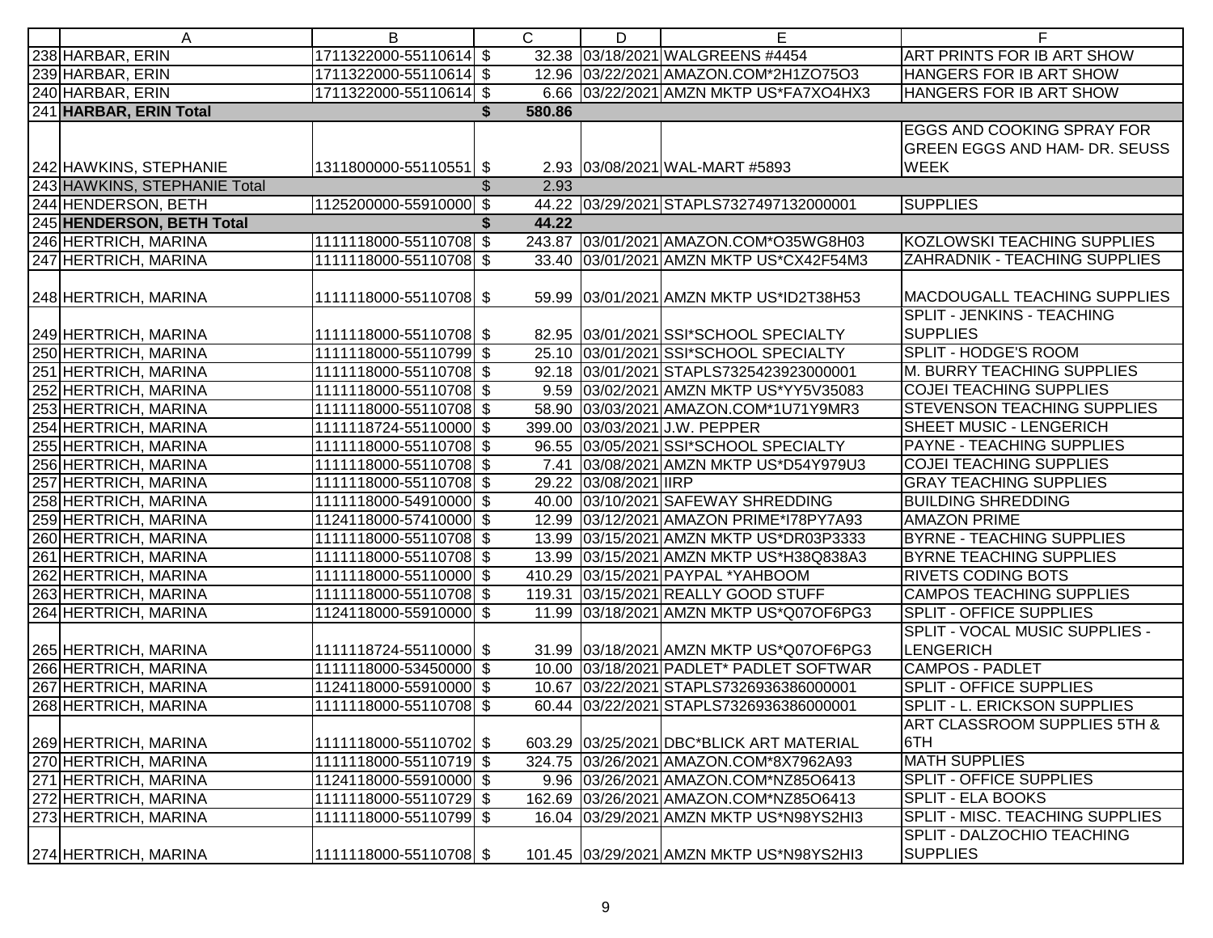| | A | B | | C | D | E | F |
|---|---|---|---|---|---|---|---|
| 238 | HARBAR, ERIN | 1711322000-55110614 | $ | 32.38 | 03/18/2021 | WALGREENS #4454 | ART PRINTS FOR IB ART SHOW |
| 239 | HARBAR, ERIN | 1711322000-55110614 | $ | 12.96 | 03/22/2021 | AMAZON.COM*2H1ZO75O3 | HANGERS FOR IB ART SHOW |
| 240 | HARBAR, ERIN | 1711322000-55110614 | $ | 6.66 | 03/22/2021 | AMZN MKTP US*FA7XO4HX3 | HANGERS FOR IB ART SHOW |
| 241 | **HARBAR, ERIN Total** | | **$** | **580.86** | | | |
| 242 | HAWKINS, STEPHANIE | 1311800000-55110551 | $ | 2.93 | 03/08/2021 | WAL-MART #5893 | EGGS AND COOKING SPRAY FOR GREEN EGGS AND HAM- DR. SEUSS WEEK |
| 243 | HAWKINS, STEPHANIE Total | | $ | 2.93 | | | |
| 244 | HENDERSON, BETH | 1125200000-55910000 | $ | 44.22 | 03/29/2021 | STAPLS7327497132000001 | SUPPLIES |
| 245 | **HENDERSON, BETH Total** | | **$** | **44.22** | | | |
| 246 | HERTRICH, MARINA | 1111118000-55110708 | $ | 243.87 | 03/01/2021 | AMAZON.COM*O35WG8H03 | KOZLOWSKI TEACHING SUPPLIES |
| 247 | HERTRICH, MARINA | 1111118000-55110708 | $ | 33.40 | 03/01/2021 | AMZN MKTP US*CX42F54M3 | ZAHRADNIK - TEACHING SUPPLIES |
| 248 | HERTRICH, MARINA | 1111118000-55110708 | $ | 59.99 | 03/01/2021 | AMZN MKTP US*ID2T38H53 | MACDOUGALL TEACHING SUPPLIES |
| 249 | HERTRICH, MARINA | 1111118000-55110708 | $ | 82.95 | 03/01/2021 | SSI*SCHOOL SPECIALTY | SPLIT - JENKINS - TEACHING SUPPLIES |
| 250 | HERTRICH, MARINA | 1111118000-55110799 | $ | 25.10 | 03/01/2021 | SSI*SCHOOL SPECIALTY | SPLIT - HODGE'S ROOM |
| 251 | HERTRICH, MARINA | 1111118000-55110708 | $ | 92.18 | 03/01/2021 | STAPLS7325423923000001 | M. BURRY TEACHING SUPPLIES |
| 252 | HERTRICH, MARINA | 1111118000-55110708 | $ | 9.59 | 03/02/2021 | AMZN MKTP US*YY5V35083 | COJEI TEACHING SUPPLIES |
| 253 | HERTRICH, MARINA | 1111118000-55110708 | $ | 58.90 | 03/03/2021 | AMAZON.COM*1U71Y9MR3 | STEVENSON TEACHING SUPPLIES |
| 254 | HERTRICH, MARINA | 1111118724-55110000 | $ | 399.00 | 03/03/2021 | J.W. PEPPER | SHEET MUSIC - LENGERICH |
| 255 | HERTRICH, MARINA | 1111118000-55110708 | $ | 96.55 | 03/05/2021 | SSI*SCHOOL SPECIALTY | PAYNE - TEACHING SUPPLIES |
| 256 | HERTRICH, MARINA | 1111118000-55110708 | $ | 7.41 | 03/08/2021 | AMZN MKTP US*D54Y979U3 | COJEI TEACHING SUPPLIES |
| 257 | HERTRICH, MARINA | 1111118000-55110708 | $ | 29.22 | 03/08/2021 | IIRP | GRAY TEACHING SUPPLIES |
| 258 | HERTRICH, MARINA | 1111118000-54910000 | $ | 40.00 | 03/10/2021 | SAFEWAY SHREDDING | BUILDING SHREDDING |
| 259 | HERTRICH, MARINA | 1124118000-57410000 | $ | 12.99 | 03/12/2021 | AMAZON PRIME*I78PY7A93 | AMAZON PRIME |
| 260 | HERTRICH, MARINA | 1111118000-55110708 | $ | 13.99 | 03/15/2021 | AMZN MKTP US*DR03P3333 | BYRNE - TEACHING SUPPLIES |
| 261 | HERTRICH, MARINA | 1111118000-55110708 | $ | 13.99 | 03/15/2021 | AMZN MKTP US*H38Q838A3 | BYRNE TEACHING SUPPLIES |
| 262 | HERTRICH, MARINA | 1111118000-55110000 | $ | 410.29 | 03/15/2021 | PAYPAL *YAHBOOM | RIVETS CODING BOTS |
| 263 | HERTRICH, MARINA | 1111118000-55110708 | $ | 119.31 | 03/15/2021 | REALLY GOOD STUFF | CAMPOS TEACHING SUPPLIES |
| 264 | HERTRICH, MARINA | 1124118000-55910000 | $ | 11.99 | 03/18/2021 | AMZN MKTP US*Q07OF6PG3 | SPLIT - OFFICE SUPPLIES |
| 265 | HERTRICH, MARINA | 1111118724-55110000 | $ | 31.99 | 03/18/2021 | AMZN MKTP US*Q07OF6PG3 | SPLIT - VOCAL MUSIC SUPPLIES - LENGERICH |
| 266 | HERTRICH, MARINA | 1111118000-53450000 | $ | 10.00 | 03/18/2021 | PADLET* PADLET SOFTWAR | CAMPOS - PADLET |
| 267 | HERTRICH, MARINA | 1124118000-55910000 | $ | 10.67 | 03/22/2021 | STAPLS7326936386000001 | SPLIT - OFFICE SUPPLIES |
| 268 | HERTRICH, MARINA | 1111118000-55110708 | $ | 60.44 | 03/22/2021 | STAPLS7326936386000001 | SPLIT - L. ERICKSON SUPPLIES |
| 269 | HERTRICH, MARINA | 1111118000-55110702 | $ | 603.29 | 03/25/2021 | DBC*BLICK ART MATERIAL | ART CLASSROOM SUPPLIES 5TH & 6TH |
| 270 | HERTRICH, MARINA | 1111118000-55110719 | $ | 324.75 | 03/26/2021 | AMAZON.COM*8X7962A93 | MATH SUPPLIES |
| 271 | HERTRICH, MARINA | 1124118000-55910000 | $ | 9.96 | 03/26/2021 | AMAZON.COM*NZ85O6413 | SPLIT - OFFICE SUPPLIES |
| 272 | HERTRICH, MARINA | 1111118000-55110729 | $ | 162.69 | 03/26/2021 | AMAZON.COM*NZ85O6413 | SPLIT - ELA BOOKS |
| 273 | HERTRICH, MARINA | 1111118000-55110799 | $ | 16.04 | 03/29/2021 | AMZN MKTP US*N98YS2HI3 | SPLIT - MISC. TEACHING SUPPLIES |
| 274 | HERTRICH, MARINA | 1111118000-55110708 | $ | 101.45 | 03/29/2021 | AMZN MKTP US*N98YS2HI3 | SPLIT - DALZOCHIO TEACHING SUPPLIES |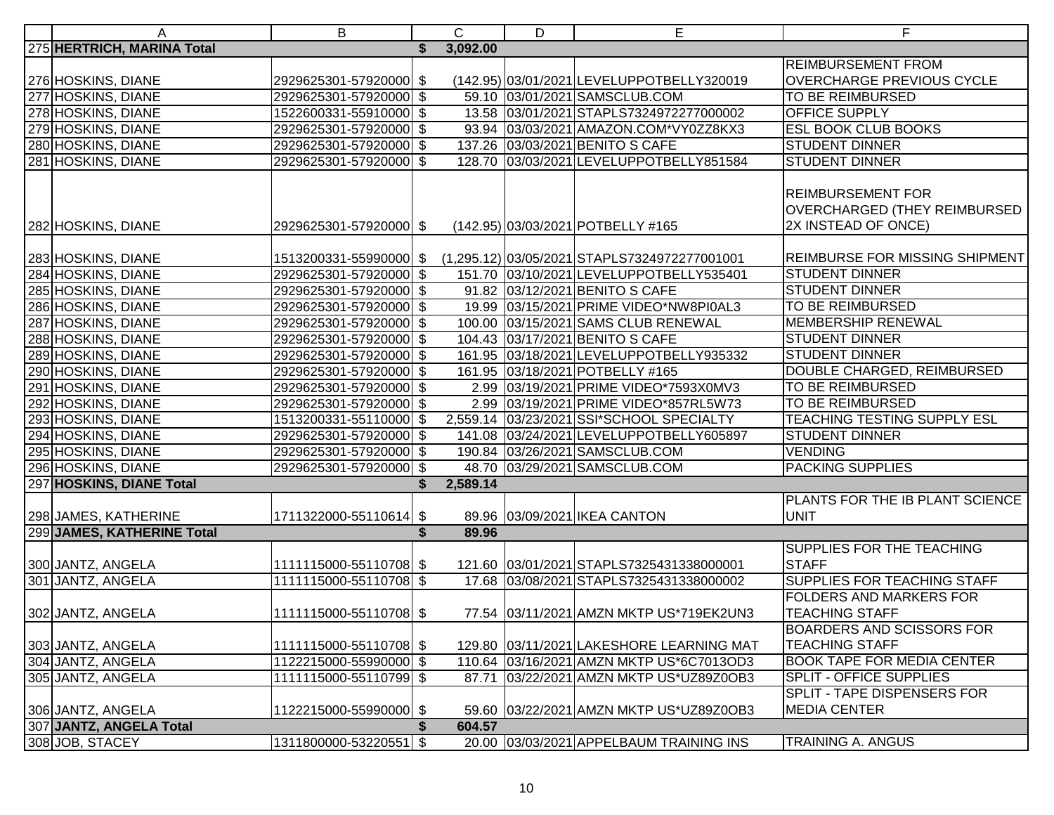| | A | B | C | D | E | F |
|---|---|---|---|---|---|---|
| 275 | **HERTRICH, MARINA Total** | | **$ 3,092.00** | | | |
| 276 | HOSKINS, DIANE | 2929625301-57920000 | $ (142.95) | 03/01/2021 | LEVELUPPOTBELLY320019 | REIMBURSEMENT FROM OVERCHARGE PREVIOUS CYCLE |
| 277 | HOSKINS, DIANE | 2929625301-57920000 | $ 59.10 | 03/01/2021 | SAMSCLUB.COM | TO BE REIMBURSED |
| 278 | HOSKINS, DIANE | 1522600331-55910000 | $ 13.58 | 03/01/2021 | STAPLS7324972277000002 | OFFICE SUPPLY |
| 279 | HOSKINS, DIANE | 2929625301-57920000 | $ 93.94 | 03/03/2021 | AMAZON.COM*VY0ZZ8KX3 | ESL BOOK CLUB BOOKS |
| 280 | HOSKINS, DIANE | 2929625301-57920000 | $ 137.26 | 03/03/2021 | BENITO S CAFE | STUDENT DINNER |
| 281 | HOSKINS, DIANE | 2929625301-57920000 | $ 128.70 | 03/03/2021 | LEVELUPPOTBELLY851584 | STUDENT DINNER |
| 282 | HOSKINS, DIANE | 2929625301-57920000 | $ (142.95) | 03/03/2021 | POTBELLY #165 | REIMBURSEMENT FOR OVERCHARGED (THEY REIMBURSED 2X INSTEAD OF ONCE) |
| 283 | HOSKINS, DIANE | 1513200331-55990000 | $ (1,295.12) | 03/05/2021 | STAPLS7324972277001001 | REIMBURSE FOR MISSING SHIPMENT |
| 284 | HOSKINS, DIANE | 2929625301-57920000 | $ 151.70 | 03/10/2021 | LEVELUPPOTBELLY535401 | STUDENT DINNER |
| 285 | HOSKINS, DIANE | 2929625301-57920000 | $ 91.82 | 03/12/2021 | BENITO S CAFE | STUDENT DINNER |
| 286 | HOSKINS, DIANE | 2929625301-57920000 | $ 19.99 | 03/15/2021 | PRIME VIDEO*NW8PI0AL3 | TO BE REIMBURSED |
| 287 | HOSKINS, DIANE | 2929625301-57920000 | $ 100.00 | 03/15/2021 | SAMS CLUB RENEWAL | MEMBERSHIP RENEWAL |
| 288 | HOSKINS, DIANE | 2929625301-57920000 | $ 104.43 | 03/17/2021 | BENITO S CAFE | STUDENT DINNER |
| 289 | HOSKINS, DIANE | 2929625301-57920000 | $ 161.95 | 03/18/2021 | LEVELUPPOTBELLY935332 | STUDENT DINNER |
| 290 | HOSKINS, DIANE | 2929625301-57920000 | $ 161.95 | 03/18/2021 | POTBELLY #165 | DOUBLE CHARGED, REIMBURSED |
| 291 | HOSKINS, DIANE | 2929625301-57920000 | $ 2.99 | 03/19/2021 | PRIME VIDEO*7593X0MV3 | TO BE REIMBURSED |
| 292 | HOSKINS, DIANE | 2929625301-57920000 | $ 2.99 | 03/19/2021 | PRIME VIDEO*857RL5W73 | TO BE REIMBURSED |
| 293 | HOSKINS, DIANE | 1513200331-55110000 | $ 2,559.14 | 03/23/2021 | SSI*SCHOOL SPECIALTY | TEACHING TESTING SUPPLY ESL |
| 294 | HOSKINS, DIANE | 2929625301-57920000 | $ 141.08 | 03/24/2021 | LEVELUPPOTBELLY605897 | STUDENT DINNER |
| 295 | HOSKINS, DIANE | 2929625301-57920000 | $ 190.84 | 03/26/2021 | SAMSCLUB.COM | VENDING |
| 296 | HOSKINS, DIANE | 2929625301-57920000 | $ 48.70 | 03/29/2021 | SAMSCLUB.COM | PACKING SUPPLIES |
| 297 | **HOSKINS, DIANE Total** | | **$ 2,589.14** | | | |
| 298 | JAMES, KATHERINE | 1711322000-55110614 | $ 89.96 | 03/09/2021 | IKEA CANTON | PLANTS FOR THE IB PLANT SCIENCE UNIT |
| 299 | **JAMES, KATHERINE Total** | | **$ 89.96** | | | |
| 300 | JANTZ, ANGELA | 1111115000-55110708 | $ 121.60 | 03/01/2021 | STAPLS7325431338000001 | SUPPLIES FOR THE TEACHING STAFF |
| 301 | JANTZ, ANGELA | 1111115000-55110708 | $ 17.68 | 03/08/2021 | STAPLS7325431338000002 | SUPPLIES FOR TEACHING STAFF |
| 302 | JANTZ, ANGELA | 1111115000-55110708 | $ 77.54 | 03/11/2021 | AMZN MKTP US*719EK2UN3 | FOLDERS AND MARKERS FOR TEACHING STAFF |
| 303 | JANTZ, ANGELA | 1111115000-55110708 | $ 129.80 | 03/11/2021 | LAKESHORE LEARNING MAT | BOARDERS AND SCISSORS FOR TEACHING STAFF |
| 304 | JANTZ, ANGELA | 1122215000-55990000 | $ 110.64 | 03/16/2021 | AMZN MKTP US*6C7013OD3 | BOOK TAPE FOR MEDIA CENTER |
| 305 | JANTZ, ANGELA | 1111115000-55110799 | $ 87.71 | 03/22/2021 | AMZN MKTP US*UZ89Z0OB3 | SPLIT - OFFICE SUPPLIES |
| 306 | JANTZ, ANGELA | 1122215000-55990000 | $ 59.60 | 03/22/2021 | AMZN MKTP US*UZ89Z0OB3 | SPLIT - TAPE DISPENSERS FOR MEDIA CENTER |
| 307 | **JANTZ, ANGELA Total** | | **$ 604.57** | | | |
| 308 | JOB, STACEY | 1311800000-53220551 | $ 20.00 | 03/03/2021 | APPELBAUM TRAINING INS | TRAINING A. ANGUS |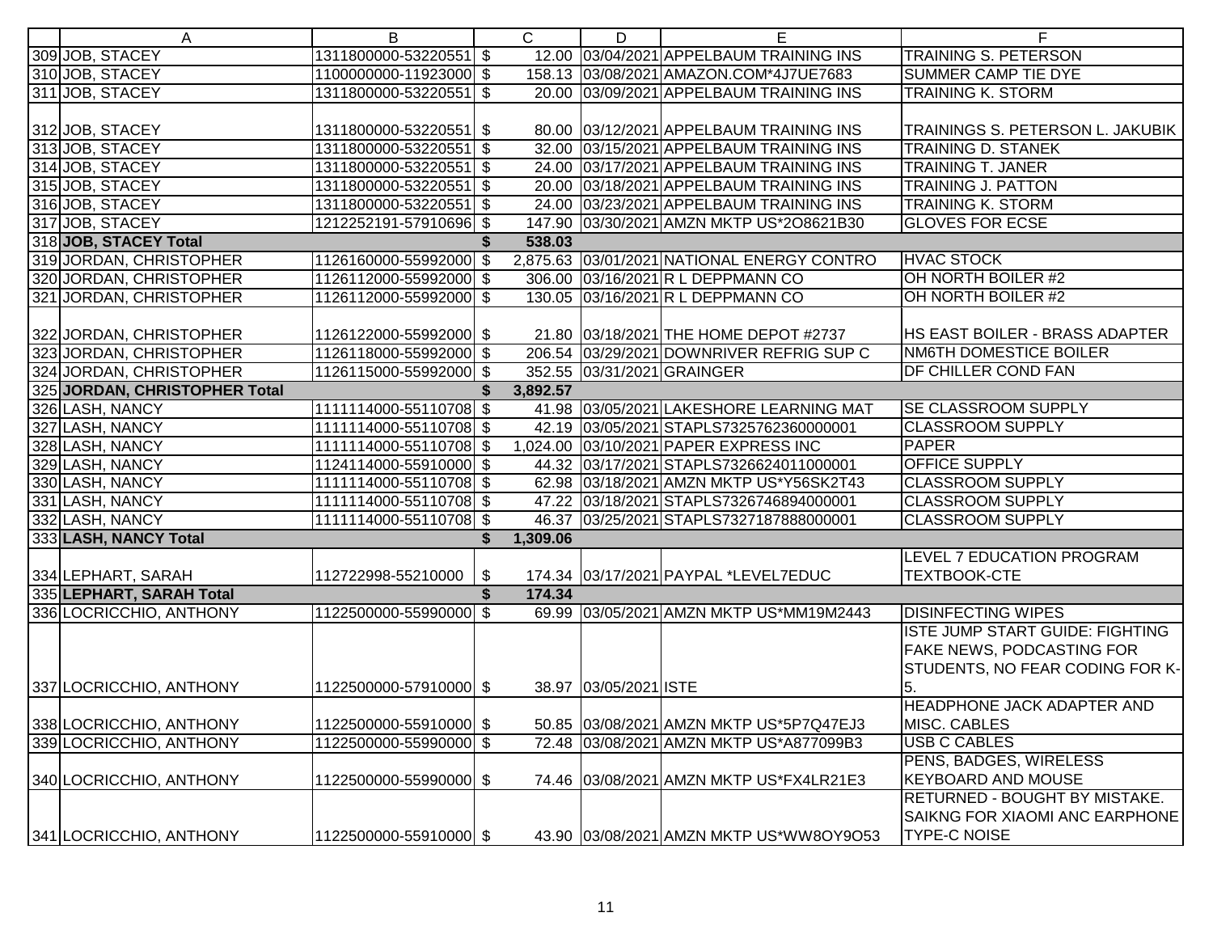| | A | B | | C | D | E | F |
|---|---|---|---|---|---|---|---|
| 309 | JOB, STACEY | 1311800000-53220551 | $ | 12.00 | 03/04/2021 | APPELBAUM TRAINING INS | TRAINING S. PETERSON |
| 310 | JOB, STACEY | 1100000000-11923000 | $ | 158.13 | 03/08/2021 | AMAZON.COM*4J7UE7683 | SUMMER CAMP TIE DYE |
| 311 | JOB, STACEY | 1311800000-53220551 | $ | 20.00 | 03/09/2021 | APPELBAUM TRAINING INS | TRAINING K. STORM |
| 312 | JOB, STACEY | 1311800000-53220551 | $ | 80.00 | 03/12/2021 | APPELBAUM TRAINING INS | TRAININGS S. PETERSON L. JAKUBIK |
| 313 | JOB, STACEY | 1311800000-53220551 | $ | 32.00 | 03/15/2021 | APPELBAUM TRAINING INS | TRAINING D. STANEK |
| 314 | JOB, STACEY | 1311800000-53220551 | $ | 24.00 | 03/17/2021 | APPELBAUM TRAINING INS | TRAINING T. JANER |
| 315 | JOB, STACEY | 1311800000-53220551 | $ | 20.00 | 03/18/2021 | APPELBAUM TRAINING INS | TRAINING J. PATTON |
| 316 | JOB, STACEY | 1311800000-53220551 | $ | 24.00 | 03/23/2021 | APPELBAUM TRAINING INS | TRAINING K. STORM |
| 317 | JOB, STACEY | 1212252191-57910696 | $ | 147.90 | 03/30/2021 | AMZN MKTP US*2O8621B30 | GLOVES FOR ECSE |
| 318 | **JOB, STACEY Total** | | **$** | **538.03** | | | |
| 319 | JORDAN, CHRISTOPHER | 1126160000-55992000 | $ | 2,875.63 | 03/01/2021 | NATIONAL ENERGY CONTRO | HVAC STOCK |
| 320 | JORDAN, CHRISTOPHER | 1126112000-55992000 | $ | 306.00 | 03/16/2021 | R L DEPPMANN CO | OH NORTH BOILER #2 |
| 321 | JORDAN, CHRISTOPHER | 1126112000-55992000 | $ | 130.05 | 03/16/2021 | R L DEPPMANN CO | OH NORTH BOILER #2 |
| 322 | JORDAN, CHRISTOPHER | 1126122000-55992000 | $ | 21.80 | 03/18/2021 | THE HOME DEPOT #2737 | HS EAST BOILER - BRASS ADAPTER |
| 323 | JORDAN, CHRISTOPHER | 1126118000-55992000 | $ | 206.54 | 03/29/2021 | DOWNRIVER REFRIG SUP C | NM6TH DOMESTICE BOILER |
| 324 | JORDAN, CHRISTOPHER | 1126115000-55992000 | $ | 352.55 | 03/31/2021 | GRAINGER | DF CHILLER COND FAN |
| 325 | **JORDAN, CHRISTOPHER Total** | | **$** | **3,892.57** | | | |
| 326 | LASH, NANCY | 1111114000-55110708 | $ | 41.98 | 03/05/2021 | LAKESHORE LEARNING MAT | SE CLASSROOM SUPPLY |
| 327 | LASH, NANCY | 1111114000-55110708 | $ | 42.19 | 03/05/2021 | STAPLS7325762360000001 | CLASSROOM SUPPLY |
| 328 | LASH, NANCY | 1111114000-55110708 | $ | 1,024.00 | 03/10/2021 | PAPER EXPRESS INC | PAPER |
| 329 | LASH, NANCY | 1124114000-55910000 | $ | 44.32 | 03/17/2021 | STAPLS7326624011000001 | OFFICE SUPPLY |
| 330 | LASH, NANCY | 1111114000-55110708 | $ | 62.98 | 03/18/2021 | AMZN MKTP US*Y56SK2T43 | CLASSROOM SUPPLY |
| 331 | LASH, NANCY | 1111114000-55110708 | $ | 47.22 | 03/18/2021 | STAPLS7326746894000001 | CLASSROOM SUPPLY |
| 332 | LASH, NANCY | 1111114000-55110708 | $ | 46.37 | 03/25/2021 | STAPLS7327187888000001 | CLASSROOM SUPPLY |
| 333 | **LASH, NANCY Total** | | **$** | **1,309.06** | | | |
| 334 | LEPHART, SARAH | 112722998-55210000 | $ | 174.34 | 03/17/2021 | PAYPAL *LEVEL7EDUC | LEVEL 7 EDUCATION PROGRAM TEXTBOOK-CTE |
| 335 | **LEPHART, SARAH Total** | | **$** | **174.34** | | | |
| 336 | LOCRICCHIO, ANTHONY | 1122500000-55990000 | $ | 69.99 | 03/05/2021 | AMZN MKTP US*MM19M2443 | DISINFECTING WIPES |
| 337 | LOCRICCHIO, ANTHONY | 1122500000-57910000 | $ | 38.97 | 03/05/2021 | ISTE | ISTE JUMP START GUIDE: FIGHTING FAKE NEWS, PODCASTING FOR STUDENTS, NO FEAR CODING FOR K-5. |
| 338 | LOCRICCHIO, ANTHONY | 1122500000-55910000 | $ | 50.85 | 03/08/2021 | AMZN MKTP US*5P7Q47EJ3 | HEADPHONE JACK ADAPTER AND MISC. CABLES |
| 339 | LOCRICCHIO, ANTHONY | 1122500000-55990000 | $ | 72.48 | 03/08/2021 | AMZN MKTP US*A877099B3 | USB C CABLES |
| 340 | LOCRICCHIO, ANTHONY | 1122500000-55990000 | $ | 74.46 | 03/08/2021 | AMZN MKTP US*FX4LR21E3 | PENS, BADGES, WIRELESS KEYBOARD AND MOUSE |
| 341 | LOCRICCHIO, ANTHONY | 1122500000-55910000 | $ | 43.90 | 03/08/2021 | AMZN MKTP US*WW8OY9O53 | RETURNED - BOUGHT BY MISTAKE. SAIKNG FOR XIAOMI ANC EARPHONE TYPE-C NOISE |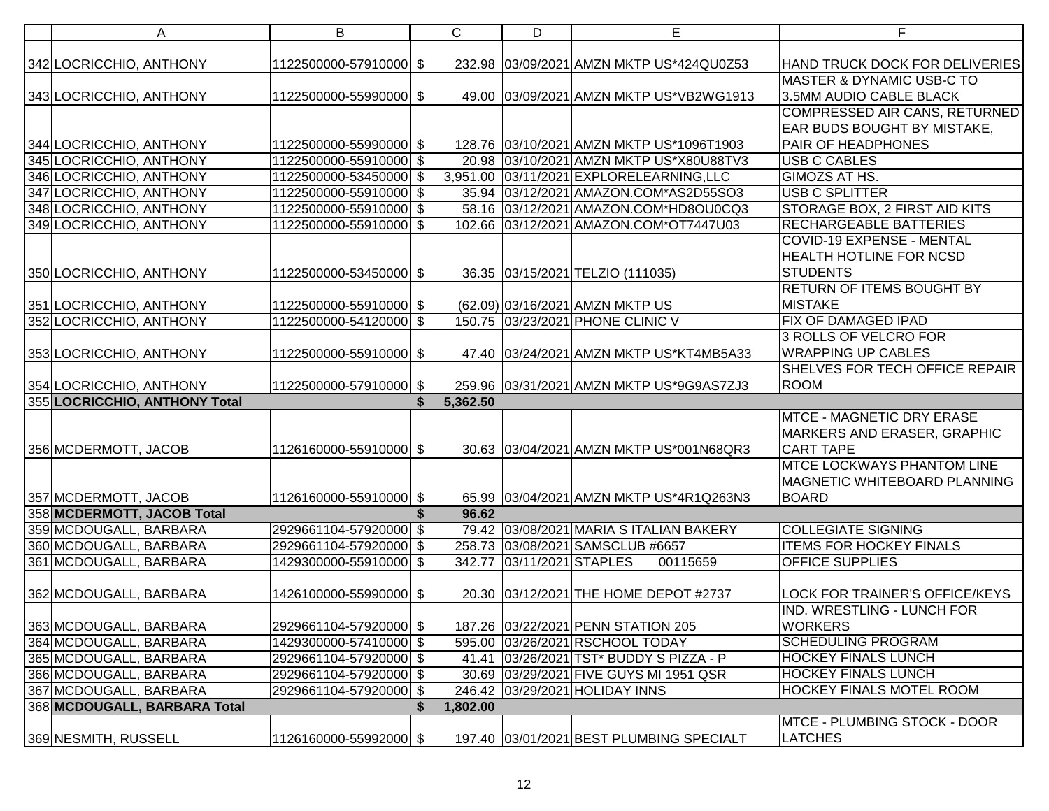| | A | B | C | D | E | F |
|---|---|---|---|---|---|---|
| 342 | LOCRICCHIO, ANTHONY | 1122500000-57910000 | $ 232.98 | 03/09/2021 | AMZN MKTP US*424QU0Z53 | HAND TRUCK DOCK FOR DELIVERIES |
| 343 | LOCRICCHIO, ANTHONY | 1122500000-55990000 | $ 49.00 | 03/09/2021 | AMZN MKTP US*VB2WG1913 | MASTER & DYNAMIC USB-C TO 3.5MM AUDIO CABLE BLACK |
| 344 | LOCRICCHIO, ANTHONY | 1122500000-55990000 | $ 128.76 | 03/10/2021 | AMZN MKTP US*1096T1903 | COMPRESSED AIR CANS, RETURNED EAR BUDS BOUGHT BY MISTAKE, PAIR OF HEADPHONES |
| 345 | LOCRICCHIO, ANTHONY | 1122500000-55910000 | $ 20.98 | 03/10/2021 | AMZN MKTP US*X80U88TV3 | USB C CABLES |
| 346 | LOCRICCHIO, ANTHONY | 1122500000-53450000 | $ 3,951.00 | 03/11/2021 | EXPLORELEARNING,LLC | GIMOZS AT HS. |
| 347 | LOCRICCHIO, ANTHONY | 1122500000-55910000 | $ 35.94 | 03/12/2021 | AMAZON.COM*AS2D55SO3 | USB C SPLITTER |
| 348 | LOCRICCHIO, ANTHONY | 1122500000-55910000 | $ 58.16 | 03/12/2021 | AMAZON.COM*HD8OU0CQ3 | STORAGE BOX, 2 FIRST AID KITS |
| 349 | LOCRICCHIO, ANTHONY | 1122500000-55910000 | $ 102.66 | 03/12/2021 | AMAZON.COM*OT7447U03 | RECHARGEABLE BATTERIES |
| 350 | LOCRICCHIO, ANTHONY | 1122500000-53450000 | $ 36.35 | 03/15/2021 | TELZIO (111035) | COVID-19 EXPENSE - MENTAL HEALTH HOTLINE FOR NCSD STUDENTS |
| 351 | LOCRICCHIO, ANTHONY | 1122500000-55910000 | $ (62.09) | 03/16/2021 | AMZN MKTP US | RETURN OF ITEMS BOUGHT BY MISTAKE |
| 352 | LOCRICCHIO, ANTHONY | 1122500000-54120000 | $ 150.75 | 03/23/2021 | PHONE CLINIC V | FIX OF DAMAGED IPAD |
| 353 | LOCRICCHIO, ANTHONY | 1122500000-55910000 | $ 47.40 | 03/24/2021 | AMZN MKTP US*KT4MB5A33 | 3 ROLLS OF VELCRO FOR WRAPPING UP CABLES |
| 354 | LOCRICCHIO, ANTHONY | 1122500000-57910000 | $ 259.96 | 03/31/2021 | AMZN MKTP US*9G9AS7ZJ3 | SHELVES FOR TECH OFFICE REPAIR ROOM |
| 355 | **LOCRICCHIO, ANTHONY Total** | | **$ 5,362.50** | | | |
| 356 | MCDERMOTT, JACOB | 1126160000-55910000 | $ 30.63 | 03/04/2021 | AMZN MKTP US*001N68QR3 | MTCE - MAGNETIC DRY ERASE MARKERS AND ERASER, GRAPHIC CART TAPE |
| 357 | MCDERMOTT, JACOB | 1126160000-55910000 | $ 65.99 | 03/04/2021 | AMZN MKTP US*4R1Q263N3 | MTCE LOCKWAYS PHANTOM LINE MAGNETIC WHITEBOARD PLANNING BOARD |
| 358 | **MCDERMOTT, JACOB Total** | | **$ 96.62** | | | |
| 359 | MCDOUGALL, BARBARA | 2929661104-57920000 | $ 79.42 | 03/08/2021 | MARIA S ITALIAN BAKERY | COLLEGIATE SIGNING |
| 360 | MCDOUGALL, BARBARA | 2929661104-57920000 | $ 258.73 | 03/08/2021 | SAMSCLUB #6657 | ITEMS FOR HOCKEY FINALS |
| 361 | MCDOUGALL, BARBARA | 1429300000-55910000 | $ 342.77 | 03/11/2021 | STAPLES 00115659 | OFFICE SUPPLIES |
| 362 | MCDOUGALL, BARBARA | 1426100000-55990000 | $ 20.30 | 03/12/2021 | THE HOME DEPOT #2737 | LOCK FOR TRAINER'S OFFICE/KEYS |
| 363 | MCDOUGALL, BARBARA | 2929661104-57920000 | $ 187.26 | 03/22/2021 | PENN STATION 205 | IND. WRESTLING - LUNCH FOR WORKERS |
| 364 | MCDOUGALL, BARBARA | 1429300000-57410000 | $ 595.00 | 03/26/2021 | RSCHOOL TODAY | SCHEDULING PROGRAM |
| 365 | MCDOUGALL, BARBARA | 2929661104-57920000 | $ 41.41 | 03/26/2021 | TST* BUDDY S PIZZA - P | HOCKEY FINALS LUNCH |
| 366 | MCDOUGALL, BARBARA | 2929661104-57920000 | $ 30.69 | 03/29/2021 | FIVE GUYS MI 1951 QSR | HOCKEY FINALS LUNCH |
| 367 | MCDOUGALL, BARBARA | 2929661104-57920000 | $ 246.42 | 03/29/2021 | HOLIDAY INNS | HOCKEY FINALS MOTEL ROOM |
| 368 | **MCDOUGALL, BARBARA Total** | | **$ 1,802.00** | | | |
| 369 | NESMITH, RUSSELL | 1126160000-55992000 | $ 197.40 | 03/01/2021 | BEST PLUMBING SPECIALT | MTCE - PLUMBING STOCK - DOOR LATCHES |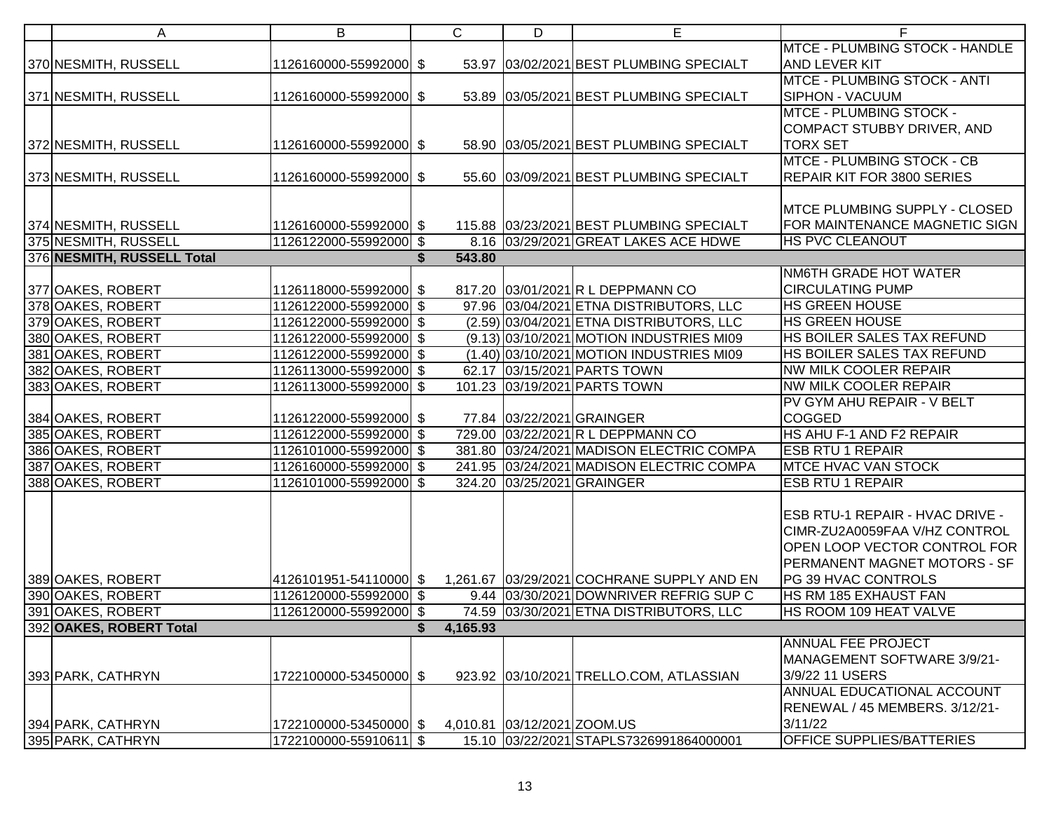| | A | B | | C | D | E | F |
|---|---|---|---|---|---|---|---|
| 370 | NESMITH, RUSSELL | 1126160000-55992000 | $ | 53.97 | 03/02/2021 | BEST PLUMBING SPECIALT | MTCE - PLUMBING STOCK - HANDLE AND LEVER KIT |
| 371 | NESMITH, RUSSELL | 1126160000-55992000 | $ | 53.89 | 03/05/2021 | BEST PLUMBING SPECIALT | MTCE - PLUMBING STOCK - ANTI SIPHON - VACUUM |
| 372 | NESMITH, RUSSELL | 1126160000-55992000 | $ | 58.90 | 03/05/2021 | BEST PLUMBING SPECIALT | MTCE - PLUMBING STOCK - COMPACT STUBBY DRIVER, AND TORX SET |
| 373 | NESMITH, RUSSELL | 1126160000-55992000 | $ | 55.60 | 03/09/2021 | BEST PLUMBING SPECIALT | MTCE - PLUMBING STOCK - CB REPAIR KIT FOR 3800 SERIES |
| 374 | NESMITH, RUSSELL | 1126160000-55992000 | $ | 115.88 | 03/23/2021 | BEST PLUMBING SPECIALT | MTCE PLUMBING SUPPLY - CLOSED FOR MAINTENANCE MAGNETIC SIGN |
| 375 | NESMITH, RUSSELL | 1126122000-55992000 | $ | 8.16 | 03/29/2021 | GREAT LAKES ACE HDWE | HS PVC CLEANOUT |
| 376 | **NESMITH, RUSSELL Total** | | **$** | **543.80** | | | |
| 377 | OAKES, ROBERT | 1126118000-55992000 | $ | 817.20 | 03/01/2021 | R L DEPPMANN CO | NM6TH GRADE HOT WATER CIRCULATING PUMP |
| 378 | OAKES, ROBERT | 1126122000-55992000 | $ | 97.96 | 03/04/2021 | ETNA DISTRIBUTORS, LLC | HS GREEN HOUSE |
| 379 | OAKES, ROBERT | 1126122000-55992000 | $ | (2.59) | 03/04/2021 | ETNA DISTRIBUTORS, LLC | HS GREEN HOUSE |
| 380 | OAKES, ROBERT | 1126122000-55992000 | $ | (9.13) | 03/10/2021 | MOTION INDUSTRIES MI09 | HS BOILER SALES TAX REFUND |
| 381 | OAKES, ROBERT | 1126122000-55992000 | $ | (1.40) | 03/10/2021 | MOTION INDUSTRIES MI09 | HS BOILER SALES TAX REFUND |
| 382 | OAKES, ROBERT | 1126113000-55992000 | $ | 62.17 | 03/15/2021 | PARTS TOWN | NW MILK COOLER REPAIR |
| 383 | OAKES, ROBERT | 1126113000-55992000 | $ | 101.23 | 03/19/2021 | PARTS TOWN | NW MILK COOLER REPAIR |
| 384 | OAKES, ROBERT | 1126122000-55992000 | $ | 77.84 | 03/22/2021 | GRAINGER | PV GYM AHU REPAIR - V BELT COGGED |
| 385 | OAKES, ROBERT | 1126122000-55992000 | $ | 729.00 | 03/22/2021 | R L DEPPMANN CO | HS AHU F-1 AND F2 REPAIR |
| 386 | OAKES, ROBERT | 1126101000-55992000 | $ | 381.80 | 03/24/2021 | MADISON ELECTRIC COMPA | ESB RTU 1 REPAIR |
| 387 | OAKES, ROBERT | 1126160000-55992000 | $ | 241.95 | 03/24/2021 | MADISON ELECTRIC COMPA | MTCE HVAC VAN STOCK |
| 388 | OAKES, ROBERT | 1126101000-55992000 | $ | 324.20 | 03/25/2021 | GRAINGER | ESB RTU 1 REPAIR |
| 389 | OAKES, ROBERT | 4126101951-54110000 | $ | 1,261.67 | 03/29/2021 | COCHRANE SUPPLY AND EN | ESB RTU-1 REPAIR - HVAC DRIVE - CIMR-ZU2A0059FAA V/HZ CONTROL OPEN LOOP VECTOR CONTROL FOR PERMANENT MAGNET MOTORS - SF PG 39 HVAC CONTROLS |
| 390 | OAKES, ROBERT | 1126120000-55992000 | $ | 9.44 | 03/30/2021 | DOWNRIVER REFRIG SUP C | HS RM 185 EXHAUST FAN |
| 391 | OAKES, ROBERT | 1126120000-55992000 | $ | 74.59 | 03/30/2021 | ETNA DISTRIBUTORS, LLC | HS ROOM 109 HEAT VALVE |
| 392 | **OAKES, ROBERT Total** | | **$** | **4,165.93** | | | |
| 393 | PARK, CATHRYN | 1722100000-53450000 | $ | 923.92 | 03/10/2021 | TRELLO.COM, ATLASSIAN | ANNUAL FEE PROJECT MANAGEMENT SOFTWARE 3/9/21-3/9/22 11 USERS |
| 394 | PARK, CATHRYN | 1722100000-53450000 | $ | 4,010.81 | 03/12/2021 | ZOOM.US | ANNUAL EDUCATIONAL ACCOUNT RENEWAL / 45 MEMBERS. 3/12/21-3/11/22 |
| 395 | PARK, CATHRYN | 1722100000-55910611 | $ | 15.10 | 03/22/2021 | STAPLS7326991864000001 | OFFICE SUPPLIES/BATTERIES |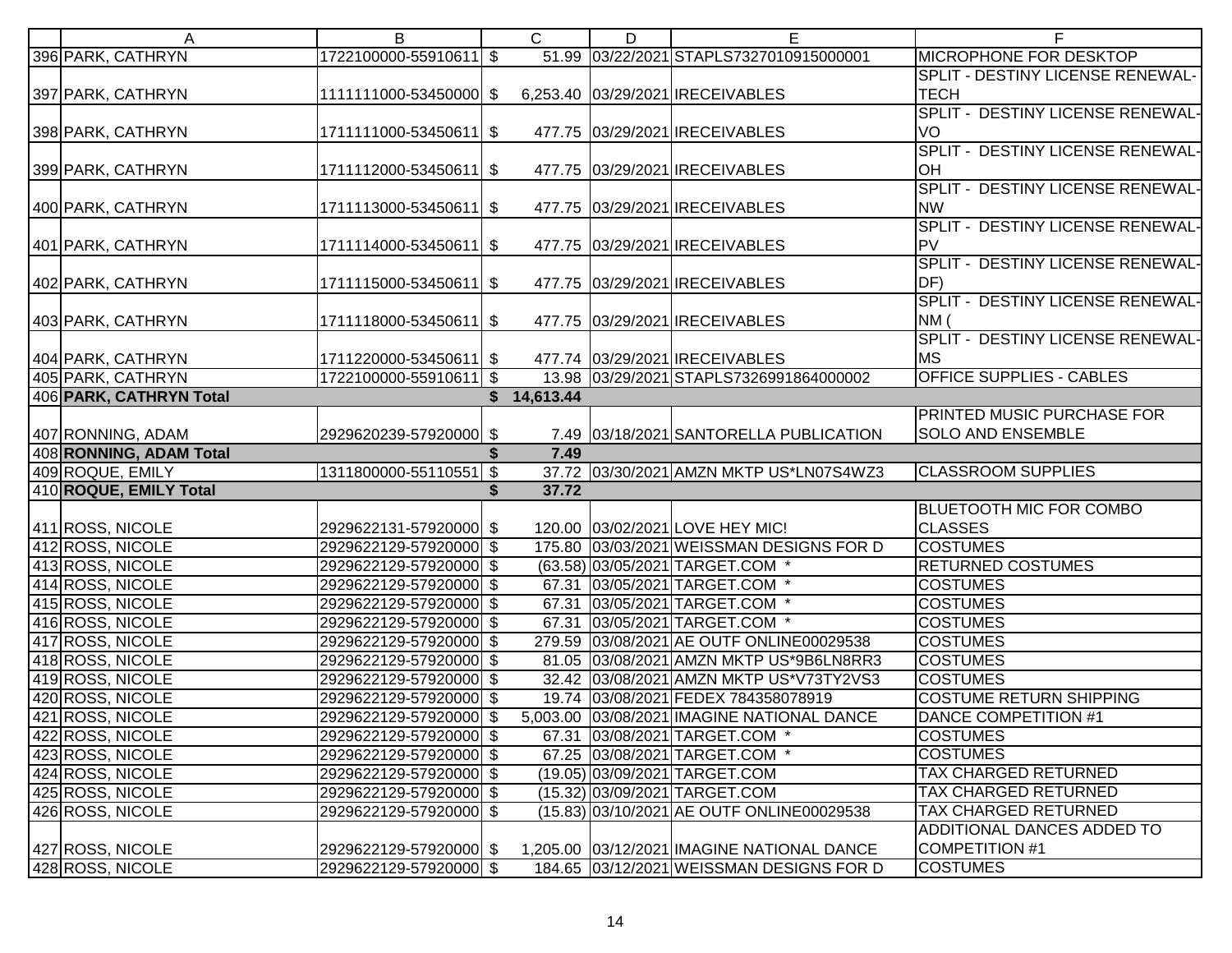| | A | B | | C | D | E | F |
|---|---|---|---|---|---|---|---|
| 396 | PARK, CATHRYN | 1722100000-55910611 | $ | 51.99 | 03/22/2021 | STAPLS7327010915000001 | MICROPHONE FOR DESKTOP |
| 397 | PARK, CATHRYN | 1111111000-53450000 | $ | 6,253.40 | 03/29/2021 | IRECEIVABLES | SPLIT - DESTINY LICENSE RENEWAL-TECH |
| 398 | PARK, CATHRYN | 1711111000-53450611 | $ | 477.75 | 03/29/2021 | IRECEIVABLES | SPLIT - DESTINY LICENSE RENEWAL-VO |
| 399 | PARK, CATHRYN | 1711112000-53450611 | $ | 477.75 | 03/29/2021 | IRECEIVABLES | SPLIT - DESTINY LICENSE RENEWAL-OH |
| 400 | PARK, CATHRYN | 1711113000-53450611 | $ | 477.75 | 03/29/2021 | IRECEIVABLES | SPLIT - DESTINY LICENSE RENEWAL-NW |
| 401 | PARK, CATHRYN | 1711114000-53450611 | $ | 477.75 | 03/29/2021 | IRECEIVABLES | SPLIT - DESTINY LICENSE RENEWAL-PV |
| 402 | PARK, CATHRYN | 1711115000-53450611 | $ | 477.75 | 03/29/2021 | IRECEIVABLES | SPLIT - DESTINY LICENSE RENEWAL-DF) |
| 403 | PARK, CATHRYN | 1711118000-53450611 | $ | 477.75 | 03/29/2021 | IRECEIVABLES | SPLIT - DESTINY LICENSE RENEWAL-NM ( |
| 404 | PARK, CATHRYN | 1711220000-53450611 | $ | 477.74 | 03/29/2021 | IRECEIVABLES | SPLIT - DESTINY LICENSE RENEWAL-MS |
| 405 | PARK, CATHRYN | 1722100000-55910611 | $ | 13.98 | 03/29/2021 | STAPLS7326991864000002 | OFFICE SUPPLIES - CABLES |
| 406 | **PARK, CATHRYN Total** | | **$** | **14,613.44** | | | |
| 407 | RONNING, ADAM | 2929620239-57920000 | $ | 7.49 | 03/18/2021 | SANTORELLA PUBLICATION | PRINTED MUSIC PURCHASE FOR SOLO AND ENSEMBLE |
| 408 | **RONNING, ADAM Total** | | **$** | **7.49** | | | |
| 409 | ROQUE, EMILY | 1311800000-55110551 | $ | 37.72 | 03/30/2021 | AMZN MKTP US*LN07S4WZ3 | CLASSROOM SUPPLIES |
| 410 | **ROQUE, EMILY Total** | | **$** | **37.72** | | | |
| 411 | ROSS, NICOLE | 2929622131-57920000 | $ | 120.00 | 03/02/2021 | LOVE HEY MIC! | BLUETOOTH MIC FOR COMBO CLASSES |
| 412 | ROSS, NICOLE | 2929622129-57920000 | $ | 175.80 | 03/03/2021 | WEISSMAN DESIGNS FOR D | COSTUMES |
| 413 | ROSS, NICOLE | 2929622129-57920000 | $ | (63.58) | 03/05/2021 | TARGET.COM * | RETURNED COSTUMES |
| 414 | ROSS, NICOLE | 2929622129-57920000 | $ | 67.31 | 03/05/2021 | TARGET.COM * | COSTUMES |
| 415 | ROSS, NICOLE | 2929622129-57920000 | $ | 67.31 | 03/05/2021 | TARGET.COM * | COSTUMES |
| 416 | ROSS, NICOLE | 2929622129-57920000 | $ | 67.31 | 03/05/2021 | TARGET.COM * | COSTUMES |
| 417 | ROSS, NICOLE | 2929622129-57920000 | $ | 279.59 | 03/08/2021 | AE OUTF ONLINE00029538 | COSTUMES |
| 418 | ROSS, NICOLE | 2929622129-57920000 | $ | 81.05 | 03/08/2021 | AMZN MKTP US*9B6LN8RR3 | COSTUMES |
| 419 | ROSS, NICOLE | 2929622129-57920000 | $ | 32.42 | 03/08/2021 | AMZN MKTP US*V73TY2VS3 | COSTUMES |
| 420 | ROSS, NICOLE | 2929622129-57920000 | $ | 19.74 | 03/08/2021 | FEDEX 784358078919 | COSTUME RETURN SHIPPING |
| 421 | ROSS, NICOLE | 2929622129-57920000 | $ | 5,003.00 | 03/08/2021 | IMAGINE NATIONAL DANCE | DANCE COMPETITION #1 |
| 422 | ROSS, NICOLE | 2929622129-57920000 | $ | 67.31 | 03/08/2021 | TARGET.COM * | COSTUMES |
| 423 | ROSS, NICOLE | 2929622129-57920000 | $ | 67.25 | 03/08/2021 | TARGET.COM * | COSTUMES |
| 424 | ROSS, NICOLE | 2929622129-57920000 | $ | (19.05) | 03/09/2021 | TARGET.COM | TAX CHARGED RETURNED |
| 425 | ROSS, NICOLE | 2929622129-57920000 | $ | (15.32) | 03/09/2021 | TARGET.COM | TAX CHARGED RETURNED |
| 426 | ROSS, NICOLE | 2929622129-57920000 | $ | (15.83) | 03/10/2021 | AE OUTF ONLINE00029538 | TAX CHARGED RETURNED |
| 427 | ROSS, NICOLE | 2929622129-57920000 | $ | 1,205.00 | 03/12/2021 | IMAGINE NATIONAL DANCE | ADDITIONAL DANCES ADDED TO COMPETITION #1 |
| 428 | ROSS, NICOLE | 2929622129-57920000 | $ | 184.65 | 03/12/2021 | WEISSMAN DESIGNS FOR D | COSTUMES |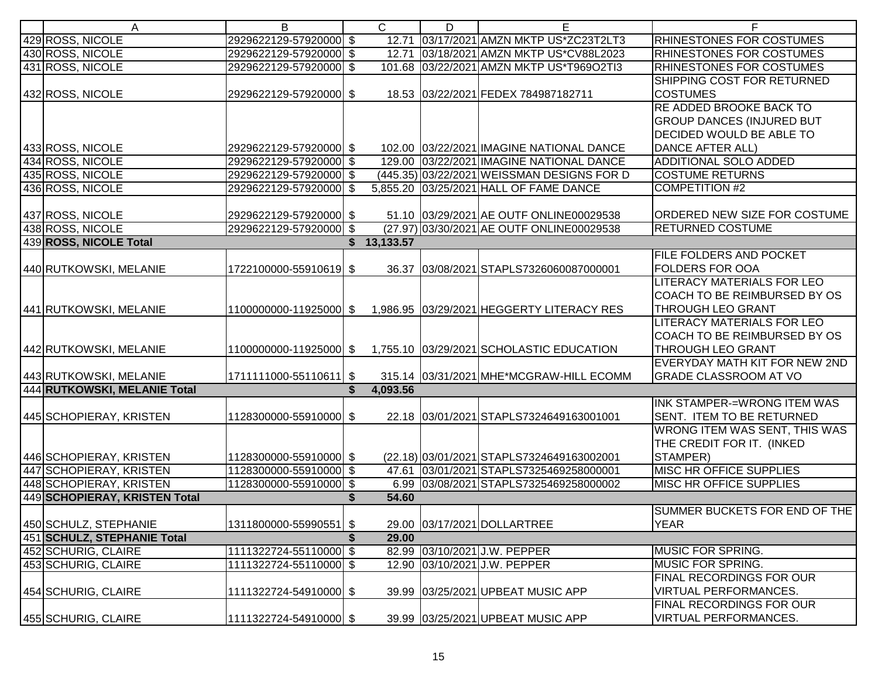| | A | B | C | D | E | F |
|---|---|---|---|---|---|---|
| 429 | ROSS, NICOLE | 2929622129-57920000 | $ 12.71 | 03/17/2021 | AMZN MKTP US*ZC23T2LT3 | RHINESTONES FOR COSTUMES |
| 430 | ROSS, NICOLE | 2929622129-57920000 | $ 12.71 | 03/18/2021 | AMZN MKTP US*CV88L2023 | RHINESTONES FOR COSTUMES |
| 431 | ROSS, NICOLE | 2929622129-57920000 | $ 101.68 | 03/22/2021 | AMZN MKTP US*T969O2TI3 | RHINESTONES FOR COSTUMES |
| 432 | ROSS, NICOLE | 2929622129-57920000 | $ 18.53 | 03/22/2021 | FEDEX 784987182711 | SHIPPING COST FOR RETURNED COSTUMES |
| 433 | ROSS, NICOLE | 2929622129-57920000 | $ 102.00 | 03/22/2021 | IMAGINE NATIONAL DANCE | RE ADDED BROOKE BACK TO GROUP DANCES (INJURED BUT DECIDED WOULD BE ABLE TO DANCE AFTER ALL) |
| 434 | ROSS, NICOLE | 2929622129-57920000 | $ 129.00 | 03/22/2021 | IMAGINE NATIONAL DANCE | ADDITIONAL SOLO ADDED |
| 435 | ROSS, NICOLE | 2929622129-57920000 | $ (445.35) | 03/22/2021 | WEISSMAN DESIGNS FOR D | COSTUME RETURNS |
| 436 | ROSS, NICOLE | 2929622129-57920000 | $ 5,855.20 | 03/25/2021 | HALL OF FAME DANCE | COMPETITION #2 |
| 437 | ROSS, NICOLE | 2929622129-57920000 | $ 51.10 | 03/29/2021 | AE OUTF ONLINE00029538 | ORDERED NEW SIZE FOR COSTUME |
| 438 | ROSS, NICOLE | 2929622129-57920000 | $ (27.97) | 03/30/2021 | AE OUTF ONLINE00029538 | RETURNED COSTUME |
| 439 | **ROSS, NICOLE Total** | | **$ 13,133.57** | | | |
| 440 | RUTKOWSKI, MELANIE | 1722100000-55910619 | $ 36.37 | 03/08/2021 | STAPLS7326060087000001 | FILE FOLDERS AND POCKET FOLDERS FOR OOA |
| 441 | RUTKOWSKI, MELANIE | 1100000000-11925000 | $ 1,986.95 | 03/29/2021 | HEGGERTY LITERACY RES | LITERACY MATERIALS FOR LEO COACH TO BE REIMBURSED BY OS THROUGH LEO GRANT |
| 442 | RUTKOWSKI, MELANIE | 1100000000-11925000 | $ 1,755.10 | 03/29/2021 | SCHOLASTIC EDUCATION | LITERACY MATERIALS FOR LEO COACH TO BE REIMBURSED BY OS THROUGH LEO GRANT |
| 443 | RUTKOWSKI, MELANIE | 1711111000-55110611 | $ 315.14 | 03/31/2021 | MHE*MCGRAW-HILL ECOMM | EVERYDAY MATH KIT FOR NEW 2ND GRADE CLASSROOM AT VO |
| 444 | **RUTKOWSKI, MELANIE Total** | | **$ 4,093.56** | | | |
| 445 | SCHOPIERAY, KRISTEN | 1128300000-55910000 | $ 22.18 | 03/01/2021 | STAPLS7324649163001001 | INK STAMPER-=WRONG ITEM WAS SENT. ITEM TO BE RETURNED |
| 446 | SCHOPIERAY, KRISTEN | 1128300000-55910000 | $ (22.18) | 03/01/2021 | STAPLS7324649163002001 | WRONG ITEM WAS SENT, THIS WAS THE CREDIT FOR IT. (INKED STAMPER) |
| 447 | SCHOPIERAY, KRISTEN | 1128300000-55910000 | $ 47.61 | 03/01/2021 | STAPLS7325469258000001 | MISC HR OFFICE SUPPLIES |
| 448 | SCHOPIERAY, KRISTEN | 1128300000-55910000 | $ 6.99 | 03/08/2021 | STAPLS7325469258000002 | MISC HR OFFICE SUPPLIES |
| 449 | **SCHOPIERAY, KRISTEN Total** | | **$ 54.60** | | | |
| 450 | SCHULZ, STEPHANIE | 1311800000-55990551 | $ 29.00 | 03/17/2021 | DOLLARTREE | SUMMER BUCKETS FOR END OF THE YEAR |
| 451 | **SCHULZ, STEPHANIE Total** | | **$ 29.00** | | | |
| 452 | SCHURIG, CLAIRE | 1111322724-55110000 | $ 82.99 | 03/10/2021 | J.W. PEPPER | MUSIC FOR SPRING. |
| 453 | SCHURIG, CLAIRE | 1111322724-55110000 | $ 12.90 | 03/10/2021 | J.W. PEPPER | MUSIC FOR SPRING. |
| 454 | SCHURIG, CLAIRE | 1111322724-54910000 | $ 39.99 | 03/25/2021 | UPBEAT MUSIC APP | FINAL RECORDINGS FOR OUR VIRTUAL PERFORMANCES. |
| 455 | SCHURIG, CLAIRE | 1111322724-54910000 | $ 39.99 | 03/25/2021 | UPBEAT MUSIC APP | FINAL RECORDINGS FOR OUR VIRTUAL PERFORMANCES. |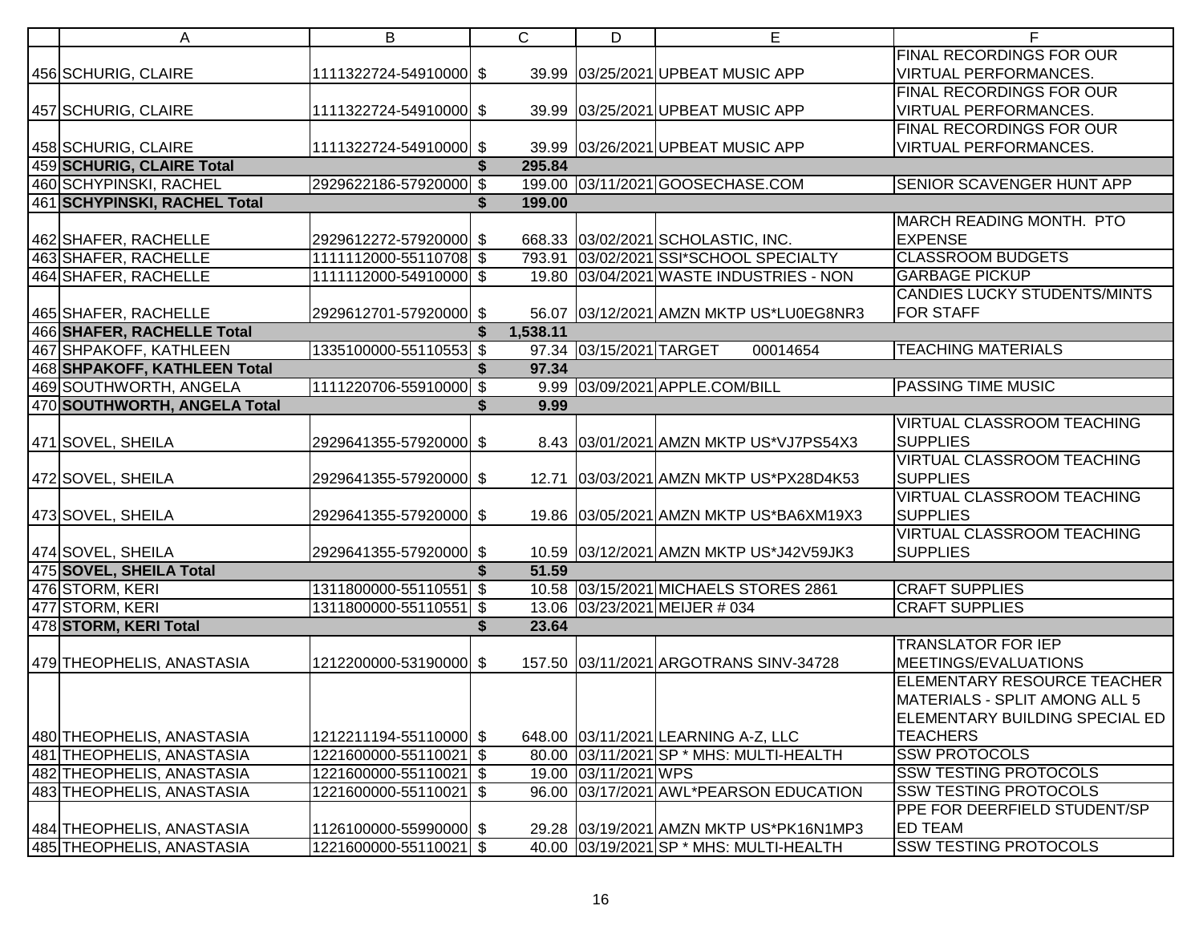| | A | B | C | D | E | F |
|---|---|---|---|---|---|---|
| 456 | SCHURIG, CLAIRE | 1111322724-54910000 | $ 39.99 | 03/25/2021 | UPBEAT MUSIC APP | FINAL RECORDINGS FOR OUR VIRTUAL PERFORMANCES. |
| 457 | SCHURIG, CLAIRE | 1111322724-54910000 | $ 39.99 | 03/25/2021 | UPBEAT MUSIC APP | FINAL RECORDINGS FOR OUR VIRTUAL PERFORMANCES. |
| 458 | SCHURIG, CLAIRE | 1111322724-54910000 | $ 39.99 | 03/26/2021 | UPBEAT MUSIC APP | FINAL RECORDINGS FOR OUR VIRTUAL PERFORMANCES. |
| 459 | **SCHURIG, CLAIRE Total** | | **$ 295.84** | | | |
| 460 | SCHYPINSKI, RACHEL | 2929622186-57920000 | $ 199.00 | 03/11/2021 | GOOSECHASE.COM | SENIOR SCAVENGER HUNT APP |
| 461 | **SCHYPINSKI, RACHEL Total** | | **$ 199.00** | | | |
| 462 | SHAFER, RACHELLE | 2929612272-57920000 | $ 668.33 | 03/02/2021 | SCHOLASTIC, INC. | MARCH READING MONTH. PTO EXPENSE |
| 463 | SHAFER, RACHELLE | 1111112000-55110708 | $ 793.91 | 03/02/2021 | SSI*SCHOOL SPECIALTY | CLASSROOM BUDGETS |
| 464 | SHAFER, RACHELLE | 1111112000-54910000 | $ 19.80 | 03/04/2021 | WASTE INDUSTRIES - NON | GARBAGE PICKUP |
| 465 | SHAFER, RACHELLE | 2929612701-57920000 | $ 56.07 | 03/12/2021 | AMZN MKTP US*LU0EG8NR3 | CANDIES LUCKY STUDENTS/MINTS FOR STAFF |
| 466 | **SHAFER, RACHELLE Total** | | **$ 1,538.11** | | | |
| 467 | SHPAKOFF, KATHLEEN | 1335100000-55110553 | $ 97.34 | 03/15/2021 | TARGET 00014654 | TEACHING MATERIALS |
| 468 | **SHPAKOFF, KATHLEEN Total** | | **$ 97.34** | | | |
| 469 | SOUTHWORTH, ANGELA | 1111220706-55910000 | $ 9.99 | 03/09/2021 | APPLE.COM/BILL | PASSING TIME MUSIC |
| 470 | **SOUTHWORTH, ANGELA Total** | | **$ 9.99** | | | |
| 471 | SOVEL, SHEILA | 2929641355-57920000 | $ 8.43 | 03/01/2021 | AMZN MKTP US*VJ7PS54X3 | VIRTUAL CLASSROOM TEACHING SUPPLIES |
| 472 | SOVEL, SHEILA | 2929641355-57920000 | $ 12.71 | 03/03/2021 | AMZN MKTP US*PX28D4K53 | VIRTUAL CLASSROOM TEACHING SUPPLIES |
| 473 | SOVEL, SHEILA | 2929641355-57920000 | $ 19.86 | 03/05/2021 | AMZN MKTP US*BA6XM19X3 | VIRTUAL CLASSROOM TEACHING SUPPLIES |
| 474 | SOVEL, SHEILA | 2929641355-57920000 | $ 10.59 | 03/12/2021 | AMZN MKTP US*J42V59JK3 | VIRTUAL CLASSROOM TEACHING SUPPLIES |
| 475 | **SOVEL, SHEILA Total** | | **$ 51.59** | | | |
| 476 | STORM, KERI | 1311800000-55110551 | $ 10.58 | 03/15/2021 | MICHAELS STORES 2861 | CRAFT SUPPLIES |
| 477 | STORM, KERI | 1311800000-55110551 | $ 13.06 | 03/23/2021 | MEIJER # 034 | CRAFT SUPPLIES |
| 478 | **STORM, KERI Total** | | **$ 23.64** | | | |
| 479 | THEOPHELIS, ANASTASIA | 1212200000-53190000 | $ 157.50 | 03/11/2021 | ARGOTRANS SINV-34728 | TRANSLATOR FOR IEP MEETINGS/EVALUATIONS |
| 480 | THEOPHELIS, ANASTASIA | 1212211194-55110000 | $ 648.00 | 03/11/2021 | LEARNING A-Z, LLC | ELEMENTARY RESOURCE TEACHER MATERIALS - SPLIT AMONG ALL 5 ELEMENTARY BUILDING SPECIAL ED TEACHERS |
| 481 | THEOPHELIS, ANASTASIA | 1221600000-55110021 | $ 80.00 | 03/11/2021 | SP * MHS: MULTI-HEALTH | SSW PROTOCOLS |
| 482 | THEOPHELIS, ANASTASIA | 1221600000-55110021 | $ 19.00 | 03/11/2021 | WPS | SSW TESTING PROTOCOLS |
| 483 | THEOPHELIS, ANASTASIA | 1221600000-55110021 | $ 96.00 | 03/17/2021 | AWL*PEARSON EDUCATION | SSW TESTING PROTOCOLS |
| 484 | THEOPHELIS, ANASTASIA | 1126100000-55990000 | $ 29.28 | 03/19/2021 | AMZN MKTP US*PK16N1MP3 | PPE FOR DEERFIELD STUDENT/SP ED TEAM |
| 485 | THEOPHELIS, ANASTASIA | 1221600000-55110021 | $ 40.00 | 03/19/2021 | SP * MHS: MULTI-HEALTH | SSW TESTING PROTOCOLS |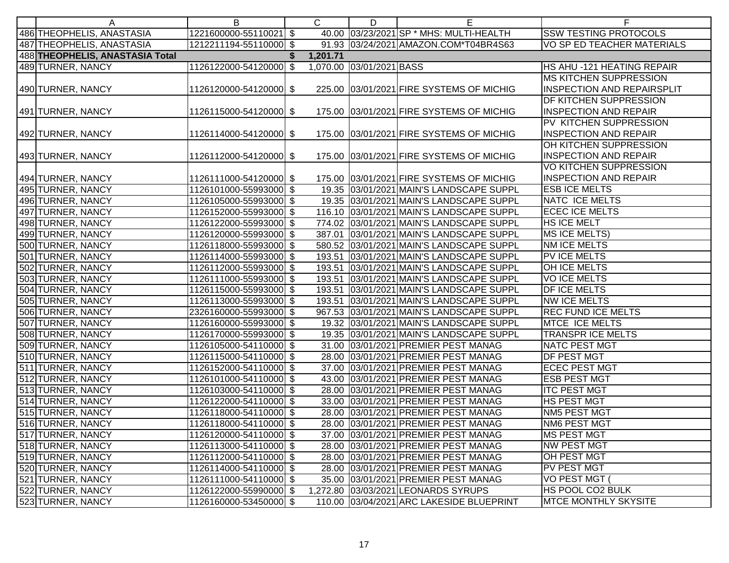| | A | B | C | D | E | F |
|---|---|---|---|---|---|---|
| 486 | THEOPHELIS, ANASTASIA | 1221600000-55110021 | $ 40.00 | 03/23/2021 | SP * MHS: MULTI-HEALTH | SSW TESTING PROTOCOLS |
| 487 | THEOPHELIS, ANASTASIA | 1212211194-55110000 | $ 91.93 | 03/24/2021 | AMAZON.COM*T04BR4S63 | VO SP ED TEACHER MATERIALS |
| 488 | **THEOPHELIS, ANASTASIA Total** | | **$ 1,201.71** | | | |
| 489 | TURNER, NANCY | 1126122000-54120000 | $ 1,070.00 | 03/01/2021 | BASS | HS AHU -121 HEATING REPAIR |
| 490 | TURNER, NANCY | 1126120000-54120000 | $ 225.00 | 03/01/2021 | FIRE SYSTEMS OF MICHIG | MS KITCHEN SUPPRESSION INSPECTION AND REPAIRSPLIT |
| 491 | TURNER, NANCY | 1126115000-54120000 | $ 175.00 | 03/01/2021 | FIRE SYSTEMS OF MICHIG | DF KITCHEN SUPPRESSION INSPECTION AND REPAIR |
| 492 | TURNER, NANCY | 1126114000-54120000 | $ 175.00 | 03/01/2021 | FIRE SYSTEMS OF MICHIG | PV KITCHEN SUPPRESSION INSPECTION AND REPAIR |
| 493 | TURNER, NANCY | 1126112000-54120000 | $ 175.00 | 03/01/2021 | FIRE SYSTEMS OF MICHIG | OH KITCHEN SUPPRESSION INSPECTION AND REPAIR |
| 494 | TURNER, NANCY | 1126111000-54120000 | $ 175.00 | 03/01/2021 | FIRE SYSTEMS OF MICHIG | VO KITCHEN SUPPRESSION INSPECTION AND REPAIR |
| 495 | TURNER, NANCY | 1126101000-55993000 | $ 19.35 | 03/01/2021 | MAIN'S LANDSCAPE SUPPL | ESB ICE MELTS |
| 496 | TURNER, NANCY | 1126105000-55993000 | $ 19.35 | 03/01/2021 | MAIN'S LANDSCAPE SUPPL | NATC ICE MELTS |
| 497 | TURNER, NANCY | 1126152000-55993000 | $ 116.10 | 03/01/2021 | MAIN'S LANDSCAPE SUPPL | ECEC ICE MELTS |
| 498 | TURNER, NANCY | 1126122000-55993000 | $ 774.02 | 03/01/2021 | MAIN'S LANDSCAPE SUPPL | HS ICE MELT |
| 499 | TURNER, NANCY | 1126120000-55993000 | $ 387.01 | 03/01/2021 | MAIN'S LANDSCAPE SUPPL | MS ICE MELTS) |
| 500 | TURNER, NANCY | 1126118000-55993000 | $ 580.52 | 03/01/2021 | MAIN'S LANDSCAPE SUPPL | NM ICE MELTS |
| 501 | TURNER, NANCY | 1126114000-55993000 | $ 193.51 | 03/01/2021 | MAIN'S LANDSCAPE SUPPL | PV ICE MELTS |
| 502 | TURNER, NANCY | 1126112000-55993000 | $ 193.51 | 03/01/2021 | MAIN'S LANDSCAPE SUPPL | OH ICE MELTS |
| 503 | TURNER, NANCY | 1126111000-55993000 | $ 193.51 | 03/01/2021 | MAIN'S LANDSCAPE SUPPL | VO ICE MELTS |
| 504 | TURNER, NANCY | 1126115000-55993000 | $ 193.51 | 03/01/2021 | MAIN'S LANDSCAPE SUPPL | DF ICE MELTS |
| 505 | TURNER, NANCY | 1126113000-55993000 | $ 193.51 | 03/01/2021 | MAIN'S LANDSCAPE SUPPL | NW ICE MELTS |
| 506 | TURNER, NANCY | 2326160000-55993000 | $ 967.53 | 03/01/2021 | MAIN'S LANDSCAPE SUPPL | REC FUND ICE MELTS |
| 507 | TURNER, NANCY | 1126160000-55993000 | $ 19.32 | 03/01/2021 | MAIN'S LANDSCAPE SUPPL | MTCE ICE MELTS |
| 508 | TURNER, NANCY | 1126170000-55993000 | $ 19.35 | 03/01/2021 | MAIN'S LANDSCAPE SUPPL | TRANSPR ICE MELTS |
| 509 | TURNER, NANCY | 1126105000-54110000 | $ 31.00 | 03/01/2021 | PREMIER PEST MANAG | NATC PEST MGT |
| 510 | TURNER, NANCY | 1126115000-54110000 | $ 28.00 | 03/01/2021 | PREMIER PEST MANAG | DF PEST MGT |
| 511 | TURNER, NANCY | 1126152000-54110000 | $ 37.00 | 03/01/2021 | PREMIER PEST MANAG | ECEC PEST MGT |
| 512 | TURNER, NANCY | 1126101000-54110000 | $ 43.00 | 03/01/2021 | PREMIER PEST MANAG | ESB PEST MGT |
| 513 | TURNER, NANCY | 1126103000-54110000 | $ 28.00 | 03/01/2021 | PREMIER PEST MANAG | ITC PEST MGT |
| 514 | TURNER, NANCY | 1126122000-54110000 | $ 33.00 | 03/01/2021 | PREMIER PEST MANAG | HS PEST MGT |
| 515 | TURNER, NANCY | 1126118000-54110000 | $ 28.00 | 03/01/2021 | PREMIER PEST MANAG | NM5 PEST MGT |
| 516 | TURNER, NANCY | 1126118000-54110000 | $ 28.00 | 03/01/2021 | PREMIER PEST MANAG | NM6 PEST MGT |
| 517 | TURNER, NANCY | 1126120000-54110000 | $ 37.00 | 03/01/2021 | PREMIER PEST MANAG | MS PEST MGT |
| 518 | TURNER, NANCY | 1126113000-54110000 | $ 28.00 | 03/01/2021 | PREMIER PEST MANAG | NW PEST MGT |
| 519 | TURNER, NANCY | 1126112000-54110000 | $ 28.00 | 03/01/2021 | PREMIER PEST MANAG | OH PEST MGT |
| 520 | TURNER, NANCY | 1126114000-54110000 | $ 28.00 | 03/01/2021 | PREMIER PEST MANAG | PV PEST MGT |
| 521 | TURNER, NANCY | 1126111000-54110000 | $ 35.00 | 03/01/2021 | PREMIER PEST MANAG | VO PEST MGT ( |
| 522 | TURNER, NANCY | 1126122000-55990000 | $ 1,272.80 | 03/03/2021 | LEONARDS SYRUPS | HS POOL CO2 BULK |
| 523 | TURNER, NANCY | 1126160000-53450000 | $ 110.00 | 03/04/2021 | ARC LAKESIDE BLUEPRINT | MTCE MONTHLY SKYSITE |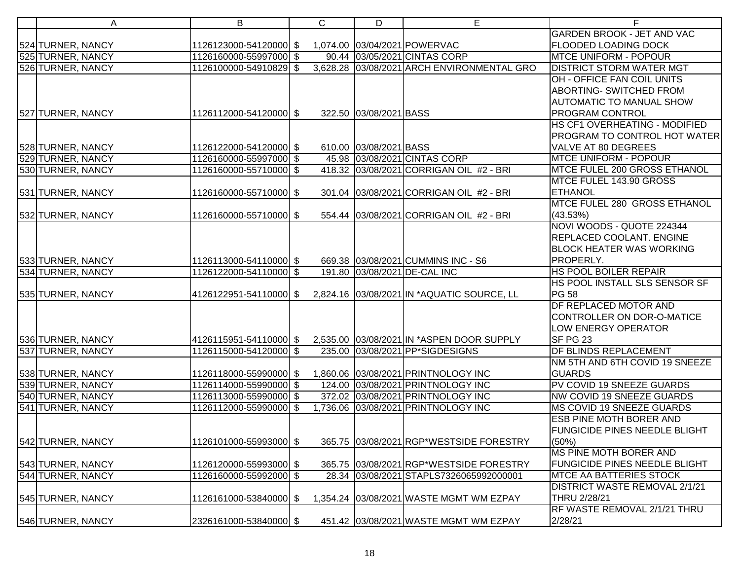| A | B | | C | D | E | F |
|---|---|---|---|---|---|---|
| 524 TURNER, NANCY | 1126123000-54120000 | $ | 1,074.00 | 03/04/2021 | POWERVAC | GARDEN BROOK - JET AND VAC FLOODED LOADING DOCK |
| 525 TURNER, NANCY | 1126160000-55997000 | $ | 90.44 | 03/05/2021 | CINTAS CORP | MTCE UNIFORM - POPOUR |
| 526 TURNER, NANCY | 1126100000-54910829 | $ | 3,628.28 | 03/08/2021 | ARCH ENVIRONMENTAL GRO | DISTRICT STORM WATER MGT |
| 527 TURNER, NANCY | 1126112000-54120000 | $ | 322.50 | 03/08/2021 | BASS | OH - OFFICE FAN COIL UNITS ABORTING- SWITCHED FROM AUTOMATIC TO MANUAL SHOW PROGRAM CONTROL |
| 528 TURNER, NANCY | 1126122000-54120000 | $ | 610.00 | 03/08/2021 | BASS | HS CF1 OVERHEATING - MODIFIED PROGRAM TO CONTROL HOT WATER VALVE AT 80 DEGREES |
| 529 TURNER, NANCY | 1126160000-55997000 | $ | 45.98 | 03/08/2021 | CINTAS CORP | MTCE UNIFORM - POPOUR |
| 530 TURNER, NANCY | 1126160000-55710000 | $ | 418.32 | 03/08/2021 | CORRIGAN OIL #2 - BRI | MTCE FULEL 200 GROSS ETHANOL |
| 531 TURNER, NANCY | 1126160000-55710000 | $ | 301.04 | 03/08/2021 | CORRIGAN OIL #2 - BRI | MTCE FULEL 143.90 GROSS ETHANOL |
| 532 TURNER, NANCY | 1126160000-55710000 | $ | 554.44 | 03/08/2021 | CORRIGAN OIL #2 - BRI | MTCE FULEL 280 GROSS ETHANOL (43.53%) |
| 533 TURNER, NANCY | 1126113000-54110000 | $ | 669.38 | 03/08/2021 | CUMMINS INC - S6 | NOVI WOODS - QUOTE 224344 REPLACED COOLANT. ENGINE BLOCK HEATER WAS WORKING PROPERLY. |
| 534 TURNER, NANCY | 1126122000-54110000 | $ | 191.80 | 03/08/2021 | DE-CAL INC | HS POOL BOILER REPAIR |
| 535 TURNER, NANCY | 4126122951-54110000 | $ | 2,824.16 | 03/08/2021 | IN *AQUATIC SOURCE, LL | HS POOL INSTALL SLS SENSOR SF PG 58 |
| 536 TURNER, NANCY | 4126115951-54110000 | $ | 2,535.00 | 03/08/2021 | IN *ASPEN DOOR SUPPLY | DF REPLACED MOTOR AND CONTROLLER ON DOR-O-MATICE LOW ENERGY OPERATOR SF PG 23 |
| 537 TURNER, NANCY | 1126115000-54120000 | $ | 235.00 | 03/08/2021 | PP*SIGDESIGNS | DF BLINDS REPLACEMENT |
| 538 TURNER, NANCY | 1126118000-55990000 | $ | 1,860.06 | 03/08/2021 | PRINTNOLOGY INC | NM 5TH AND 6TH COVID 19 SNEEZE GUARDS |
| 539 TURNER, NANCY | 1126114000-55990000 | $ | 124.00 | 03/08/2021 | PRINTNOLOGY INC | PV COVID 19 SNEEZE GUARDS |
| 540 TURNER, NANCY | 1126113000-55990000 | $ | 372.02 | 03/08/2021 | PRINTNOLOGY INC | NW COVID 19 SNEEZE GUARDS |
| 541 TURNER, NANCY | 1126112000-55990000 | $ | 1,736.06 | 03/08/2021 | PRINTNOLOGY INC | MS COVID 19 SNEEZE GUARDS |
| 542 TURNER, NANCY | 1126101000-55993000 | $ | 365.75 | 03/08/2021 | RGP*WESTSIDE FORESTRY | ESB PINE MOTH BORER AND FUNGICIDE PINES NEEDLE BLIGHT (50%) |
| 543 TURNER, NANCY | 1126120000-55993000 | $ | 365.75 | 03/08/2021 | RGP*WESTSIDE FORESTRY | MS PINE MOTH BORER AND FUNGICIDE PINES NEEDLE BLIGHT |
| 544 TURNER, NANCY | 1126160000-55992000 | $ | 28.34 | 03/08/2021 | STAPLS7326065992000001 | MTCE AA BATTERIES STOCK |
| 545 TURNER, NANCY | 1126161000-53840000 | $ | 1,354.24 | 03/08/2021 | WASTE MGMT WM EZPAY | DISTRICT WASTE REMOVAL 2/1/21 THRU 2/28/21 |
| 546 TURNER, NANCY | 2326161000-53840000 | $ | 451.42 | 03/08/2021 | WASTE MGMT WM EZPAY | RF WASTE REMOVAL 2/1/21 THRU 2/28/21 |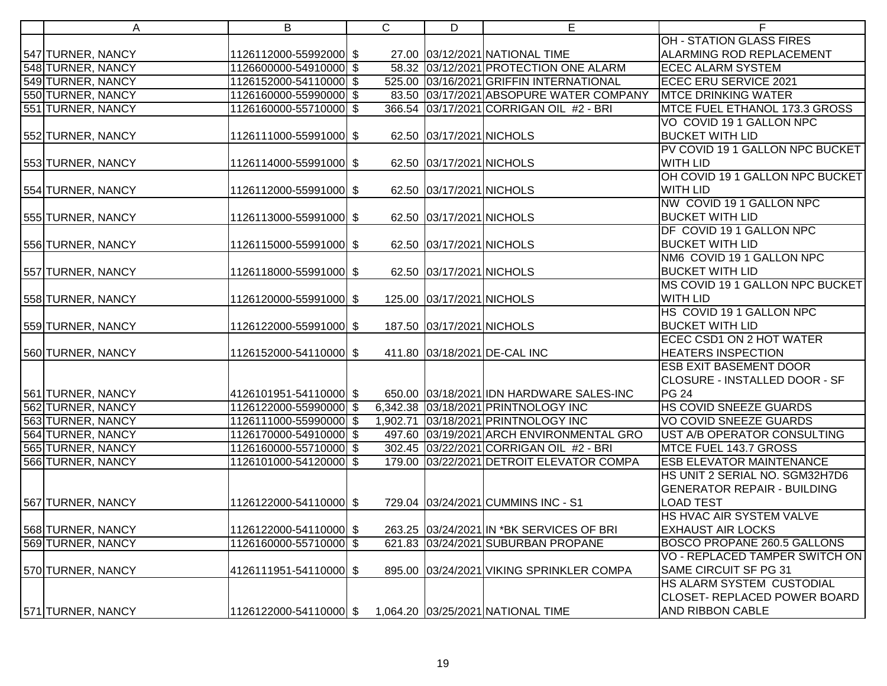| | A | B | C | D | E | F |
|---|---|---|---|---|---|---|
| 547 | TURNER, NANCY | 1126112000-55992000 | $ 27.00 | 03/12/2021 | NATIONAL TIME | OH - STATION GLASS FIRES ALARMING ROD REPLACEMENT |
| 548 | TURNER, NANCY | 1126600000-54910000 | $ 58.32 | 03/12/2021 | PROTECTION ONE ALARM | ECEC ALARM SYSTEM |
| 549 | TURNER, NANCY | 1126152000-54110000 | $ 525.00 | 03/16/2021 | GRIFFIN INTERNATIONAL | ECEC ERU SERVICE 2021 |
| 550 | TURNER, NANCY | 1126160000-55990000 | $ 83.50 | 03/17/2021 | ABSOPURE WATER COMPANY | MTCE DRINKING WATER |
| 551 | TURNER, NANCY | 1126160000-55710000 | $ 366.54 | 03/17/2021 | CORRIGAN OIL #2 - BRI | MTCE FUEL ETHANOL 173.3 GROSS |
| 552 | TURNER, NANCY | 1126111000-55991000 | $ 62.50 | 03/17/2021 | NICHOLS | VO COVID 19 1 GALLON NPC BUCKET WITH LID |
| 553 | TURNER, NANCY | 1126114000-55991000 | $ 62.50 | 03/17/2021 | NICHOLS | PV COVID 19 1 GALLON NPC BUCKET WITH LID |
| 554 | TURNER, NANCY | 1126112000-55991000 | $ 62.50 | 03/17/2021 | NICHOLS | OH COVID 19 1 GALLON NPC BUCKET WITH LID |
| 555 | TURNER, NANCY | 1126113000-55991000 | $ 62.50 | 03/17/2021 | NICHOLS | NW COVID 19 1 GALLON NPC BUCKET WITH LID |
| 556 | TURNER, NANCY | 1126115000-55991000 | $ 62.50 | 03/17/2021 | NICHOLS | DF COVID 19 1 GALLON NPC BUCKET WITH LID |
| 557 | TURNER, NANCY | 1126118000-55991000 | $ 62.50 | 03/17/2021 | NICHOLS | NM6 COVID 19 1 GALLON NPC BUCKET WITH LID |
| 558 | TURNER, NANCY | 1126120000-55991000 | $ 125.00 | 03/17/2021 | NICHOLS | MS COVID 19 1 GALLON NPC BUCKET WITH LID |
| 559 | TURNER, NANCY | 1126122000-55991000 | $ 187.50 | 03/17/2021 | NICHOLS | HS COVID 19 1 GALLON NPC BUCKET WITH LID |
| 560 | TURNER, NANCY | 1126152000-54110000 | $ 411.80 | 03/18/2021 | DE-CAL INC | ECEC CSD1 ON 2 HOT WATER HEATERS INSPECTION |
| 561 | TURNER, NANCY | 4126101951-54110000 | $ 650.00 | 03/18/2021 | IDN HARDWARE SALES-INC | ESB EXIT BASEMENT DOOR CLOSURE - INSTALLED DOOR - SF PG 24 |
| 562 | TURNER, NANCY | 1126122000-55990000 | $ 6,342.38 | 03/18/2021 | PRINTNOLOGY INC | HS COVID SNEEZE GUARDS |
| 563 | TURNER, NANCY | 1126111000-55990000 | $ 1,902.71 | 03/18/2021 | PRINTNOLOGY INC | VO COVID SNEEZE GUARDS |
| 564 | TURNER, NANCY | 1126170000-54910000 | $ 497.60 | 03/19/2021 | ARCH ENVIRONMENTAL GRO | UST A/B OPERATOR CONSULTING |
| 565 | TURNER, NANCY | 1126160000-55710000 | $ 302.45 | 03/22/2021 | CORRIGAN OIL #2 - BRI | MTCE FUEL 143.7 GROSS |
| 566 | TURNER, NANCY | 1126101000-54120000 | $ 179.00 | 03/22/2021 | DETROIT ELEVATOR COMPA | ESB ELEVATOR MAINTENANCE |
| 567 | TURNER, NANCY | 1126122000-54110000 | $ 729.04 | 03/24/2021 | CUMMINS INC - S1 | HS UNIT 2 SERIAL NO. SGM32H7D6 GENERATOR REPAIR - BUILDING LOAD TEST |
| 568 | TURNER, NANCY | 1126122000-54110000 | $ 263.25 | 03/24/2021 | IN *BK SERVICES OF BRI | HS HVAC AIR SYSTEM VALVE EXHAUST AIR LOCKS |
| 569 | TURNER, NANCY | 1126160000-55710000 | $ 621.83 | 03/24/2021 | SUBURBAN PROPANE | BOSCO PROPANE 260.5 GALLONS |
| 570 | TURNER, NANCY | 4126111951-54110000 | $ 895.00 | 03/24/2021 | VIKING SPRINKLER COMPA | VO - REPLACED TAMPER SWITCH ON SAME CIRCUIT SF PG 31 |
| 571 | TURNER, NANCY | 1126122000-54110000 | $ 1,064.20 | 03/25/2021 | NATIONAL TIME | HS ALARM SYSTEM CUSTODIAL CLOSET- REPLACED POWER BOARD AND RIBBON CABLE |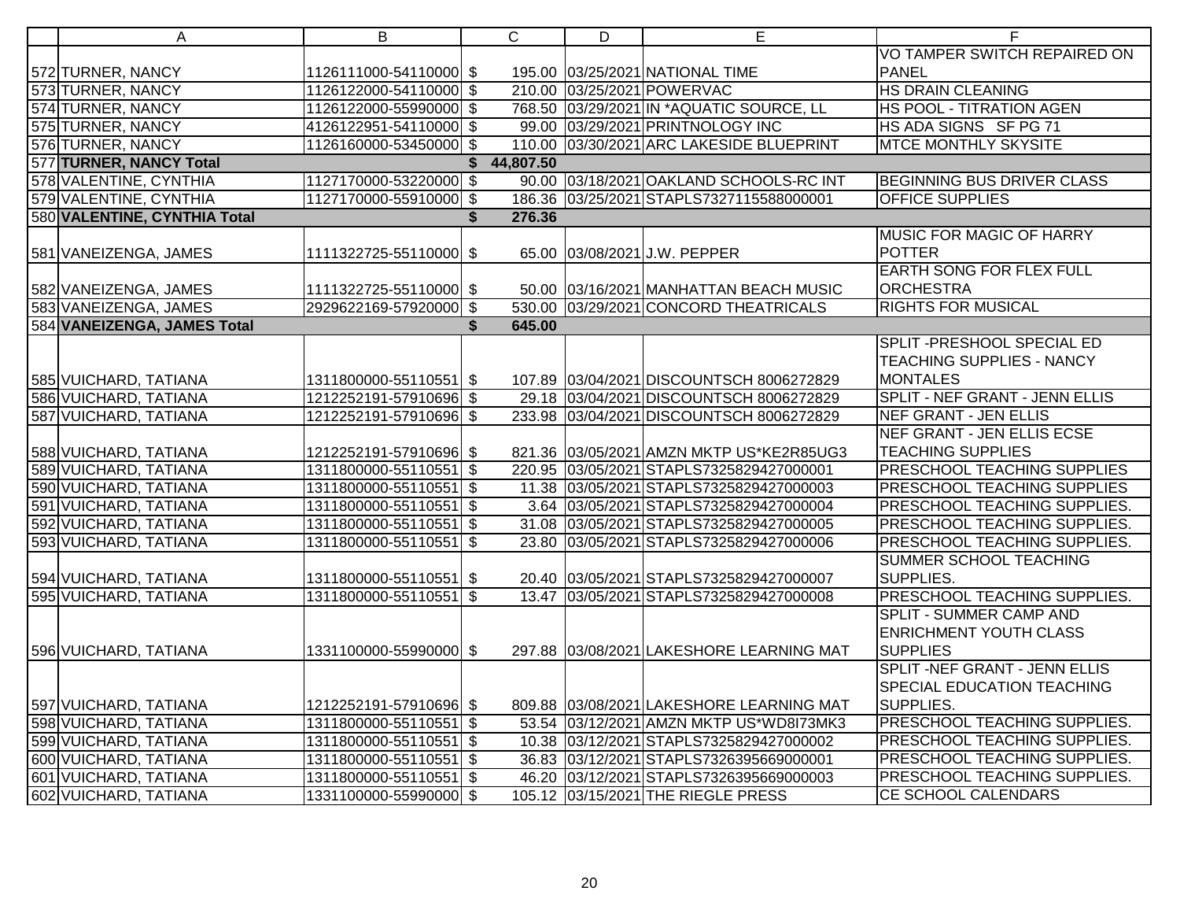| | A | B | C | D | E | F |
|---|---|---|---|---|---|---|
| 572 | TURNER, NANCY | 1126111000-54110000 | $ 195.00 | 03/25/2021 | NATIONAL TIME | VO TAMPER SWITCH REPAIRED ON PANEL |
| 573 | TURNER, NANCY | 1126122000-54110000 | $ 210.00 | 03/25/2021 | POWERVAC | HS DRAIN CLEANING |
| 574 | TURNER, NANCY | 1126122000-55990000 | $ 768.50 | 03/29/2021 | IN *AQUATIC SOURCE, LL | HS POOL - TITRATION AGEN |
| 575 | TURNER, NANCY | 4126122951-54110000 | $ 99.00 | 03/29/2021 | PRINTNOLOGY INC | HS ADA SIGNS SF PG 71 |
| 576 | TURNER, NANCY | 1126160000-53450000 | $ 110.00 | 03/30/2021 | ARC LAKESIDE BLUEPRINT | MTCE MONTHLY SKYSITE |
| 577 | **TURNER, NANCY Total** | | **$ 44,807.50** | | | |
| 578 | VALENTINE, CYNTHIA | 1127170000-53220000 | $ 90.00 | 03/18/2021 | OAKLAND SCHOOLS-RC INT | BEGINNING BUS DRIVER CLASS |
| 579 | VALENTINE, CYNTHIA | 1127170000-55910000 | $ 186.36 | 03/25/2021 | STAPLS7327115588000001 | OFFICE SUPPLIES |
| 580 | **VALENTINE, CYNTHIA Total** | | **$ 276.36** | | | |
| 581 | VANEIZENGA, JAMES | 1111322725-55110000 | $ 65.00 | 03/08/2021 | J.W. PEPPER | MUSIC FOR MAGIC OF HARRY POTTER |
| 582 | VANEIZENGA, JAMES | 1111322725-55110000 | $ 50.00 | 03/16/2021 | MANHATTAN BEACH MUSIC | EARTH SONG FOR FLEX FULL ORCHESTRA |
| 583 | VANEIZENGA, JAMES | 2929622169-57920000 | $ 530.00 | 03/29/2021 | CONCORD THEATRICALS | RIGHTS FOR MUSICAL |
| 584 | **VANEIZENGA, JAMES Total** | | **$ 645.00** | | | |
| 585 | VUICHARD, TATIANA | 1311800000-55110551 | $ 107.89 | 03/04/2021 | DISCOUNTSCH 8006272829 | SPLIT -PRESHOOL SPECIAL ED TEACHING SUPPLIES - NANCY MONTALES |
| 586 | VUICHARD, TATIANA | 1212252191-57910696 | $ 29.18 | 03/04/2021 | DISCOUNTSCH 8006272829 | SPLIT - NEF GRANT - JENN ELLIS |
| 587 | VUICHARD, TATIANA | 1212252191-57910696 | $ 233.98 | 03/04/2021 | DISCOUNTSCH 8006272829 | NEF GRANT - JEN ELLIS |
| 588 | VUICHARD, TATIANA | 1212252191-57910696 | $ 821.36 | 03/05/2021 | AMZN MKTP US*KE2R85UG3 | NEF GRANT - JEN ELLIS ECSE TEACHING SUPPLIES |
| 589 | VUICHARD, TATIANA | 1311800000-55110551 | $ 220.95 | 03/05/2021 | STAPLS7325829427000001 | PRESCHOOL TEACHING SUPPLIES |
| 590 | VUICHARD, TATIANA | 1311800000-55110551 | $ 11.38 | 03/05/2021 | STAPLS7325829427000003 | PRESCHOOL TEACHING SUPPLIES |
| 591 | VUICHARD, TATIANA | 1311800000-55110551 | $ 3.64 | 03/05/2021 | STAPLS7325829427000004 | PRESCHOOL TEACHING SUPPLIES. |
| 592 | VUICHARD, TATIANA | 1311800000-55110551 | $ 31.08 | 03/05/2021 | STAPLS7325829427000005 | PRESCHOOL TEACHING SUPPLIES. |
| 593 | VUICHARD, TATIANA | 1311800000-55110551 | $ 23.80 | 03/05/2021 | STAPLS7325829427000006 | PRESCHOOL TEACHING SUPPLIES. |
| 594 | VUICHARD, TATIANA | 1311800000-55110551 | $ 20.40 | 03/05/2021 | STAPLS7325829427000007 | SUMMER SCHOOL TEACHING SUPPLIES. |
| 595 | VUICHARD, TATIANA | 1311800000-55110551 | $ 13.47 | 03/05/2021 | STAPLS7325829427000008 | PRESCHOOL TEACHING SUPPLIES. |
| 596 | VUICHARD, TATIANA | 1331100000-55990000 | $ 297.88 | 03/08/2021 | LAKESHORE LEARNING MAT | SPLIT - SUMMER CAMP AND ENRICHMENT YOUTH CLASS SUPPLIES |
| 597 | VUICHARD, TATIANA | 1212252191-57910696 | $ 809.88 | 03/08/2021 | LAKESHORE LEARNING MAT | SPLIT -NEF GRANT - JENN ELLIS SPECIAL EDUCATION TEACHING SUPPLIES. |
| 598 | VUICHARD, TATIANA | 1311800000-55110551 | $ 53.54 | 03/12/2021 | AMZN MKTP US*WD8I73MK3 | PRESCHOOL TEACHING SUPPLIES. |
| 599 | VUICHARD, TATIANA | 1311800000-55110551 | $ 10.38 | 03/12/2021 | STAPLS7325829427000002 | PRESCHOOL TEACHING SUPPLIES. |
| 600 | VUICHARD, TATIANA | 1311800000-55110551 | $ 36.83 | 03/12/2021 | STAPLS7326395669000001 | PRESCHOOL TEACHING SUPPLIES. |
| 601 | VUICHARD, TATIANA | 1311800000-55110551 | $ 46.20 | 03/12/2021 | STAPLS7326395669000003 | PRESCHOOL TEACHING SUPPLIES. |
| 602 | VUICHARD, TATIANA | 1331100000-55990000 | $ 105.12 | 03/15/2021 | THE RIEGLE PRESS | CE SCHOOL CALENDARS |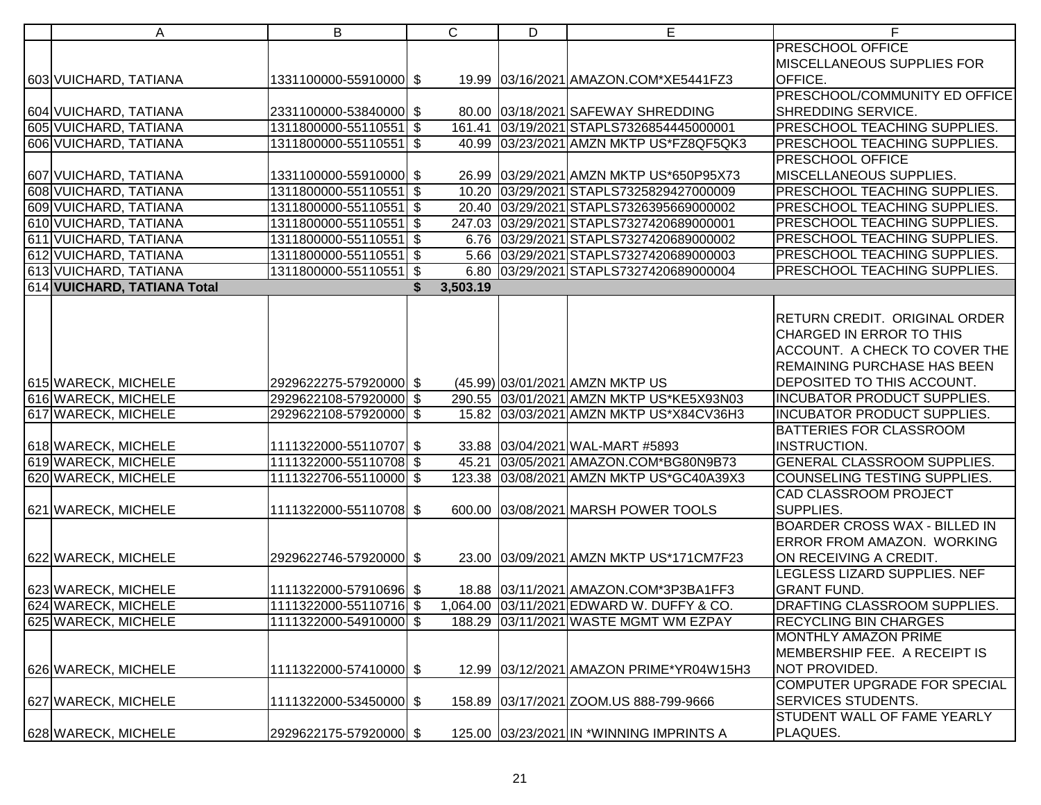| | A | B | C | D | E | F |
|---|---|---|---|---|---|---|
| 603 | VUICHARD, TATIANA | 1331100000-55910000 | $ 19.99 | 03/16/2021 | AMAZON.COM*XE5441FZ3 | PRESCHOOL OFFICE MISCELLANEOUS SUPPLIES FOR OFFICE. |
| 604 | VUICHARD, TATIANA | 2331100000-53840000 | $ 80.00 | 03/18/2021 | SAFEWAY SHREDDING | PRESCHOOL/COMMUNITY ED OFFICE SHREDDING SERVICE. |
| 605 | VUICHARD, TATIANA | 1311800000-55110551 | $ 161.41 | 03/19/2021 | STAPLS7326854445000001 | PRESCHOOL TEACHING SUPPLIES. |
| 606 | VUICHARD, TATIANA | 1311800000-55110551 | $ 40.99 | 03/23/2021 | AMZN MKTP US*FZ8QF5QK3 | PRESCHOOL TEACHING SUPPLIES. |
| 607 | VUICHARD, TATIANA | 1331100000-55910000 | $ 26.99 | 03/29/2021 | AMZN MKTP US*650P95X73 | PRESCHOOL OFFICE MISCELLANEOUS SUPPLIES. |
| 608 | VUICHARD, TATIANA | 1311800000-55110551 | $ 10.20 | 03/29/2021 | STAPLS7325829427000009 | PRESCHOOL TEACHING SUPPLIES. |
| 609 | VUICHARD, TATIANA | 1311800000-55110551 | $ 20.40 | 03/29/2021 | STAPLS7326395669000002 | PRESCHOOL TEACHING SUPPLIES. |
| 610 | VUICHARD, TATIANA | 1311800000-55110551 | $ 247.03 | 03/29/2021 | STAPLS7327420689000001 | PRESCHOOL TEACHING SUPPLIES. |
| 611 | VUICHARD, TATIANA | 1311800000-55110551 | $ 6.76 | 03/29/2021 | STAPLS7327420689000002 | PRESCHOOL TEACHING SUPPLIES. |
| 612 | VUICHARD, TATIANA | 1311800000-55110551 | $ 5.66 | 03/29/2021 | STAPLS7327420689000003 | PRESCHOOL TEACHING SUPPLIES. |
| 613 | VUICHARD, TATIANA | 1311800000-55110551 | $ 6.80 | 03/29/2021 | STAPLS7327420689000004 | PRESCHOOL TEACHING SUPPLIES. |
| 614 | **VUICHARD, TATIANA Total** | | **$ 3,503.19** | | | |
| 615 | WARECK, MICHELE | 2929622275-57920000 | $ (45.99) | 03/01/2021 | AMZN MKTP US | RETURN CREDIT. ORIGINAL ORDER CHARGED IN ERROR TO THIS ACCOUNT. A CHECK TO COVER THE REMAINING PURCHASE HAS BEEN DEPOSITED TO THIS ACCOUNT. |
| 616 | WARECK, MICHELE | 2929622108-57920000 | $ 290.55 | 03/01/2021 | AMZN MKTP US*KE5X93N03 | INCUBATOR PRODUCT SUPPLIES. |
| 617 | WARECK, MICHELE | 2929622108-57920000 | $ 15.82 | 03/03/2021 | AMZN MKTP US*X84CV36H3 | INCUBATOR PRODUCT SUPPLIES. |
| 618 | WARECK, MICHELE | 1111322000-55110707 | $ 33.88 | 03/04/2021 | WAL-MART #5893 | BATTERIES FOR CLASSROOM INSTRUCTION. |
| 619 | WARECK, MICHELE | 1111322000-55110708 | $ 45.21 | 03/05/2021 | AMAZON.COM*BG80N9B73 | GENERAL CLASSROOM SUPPLIES. |
| 620 | WARECK, MICHELE | 1111322706-55110000 | $ 123.38 | 03/08/2021 | AMZN MKTP US*GC40A39X3 | COUNSELING TESTING SUPPLIES. |
| 621 | WARECK, MICHELE | 1111322000-55110708 | $ 600.00 | 03/08/2021 | MARSH POWER TOOLS | CAD CLASSROOM PROJECT SUPPLIES. |
| 622 | WARECK, MICHELE | 2929622746-57920000 | $ 23.00 | 03/09/2021 | AMZN MKTP US*171CM7F23 | BOARDER CROSS WAX - BILLED IN ERROR FROM AMAZON. WORKING ON RECEIVING A CREDIT. |
| 623 | WARECK, MICHELE | 1111322000-57910696 | $ 18.88 | 03/11/2021 | AMAZON.COM*3P3BA1FF3 | LEGLESS LIZARD SUPPLIES. NEF GRANT FUND. |
| 624 | WARECK, MICHELE | 1111322000-55110716 | $ 1,064.00 | 03/11/2021 | EDWARD W. DUFFY & CO. | DRAFTING CLASSROOM SUPPLIES. |
| 625 | WARECK, MICHELE | 1111322000-54910000 | $ 188.29 | 03/11/2021 | WASTE MGMT WM EZPAY | RECYCLING BIN CHARGES |
| 626 | WARECK, MICHELE | 1111322000-57410000 | $ 12.99 | 03/12/2021 | AMAZON PRIME*YR04W15H3 | MONTHLY AMAZON PRIME MEMBERSHIP FEE. A RECEIPT IS NOT PROVIDED. |
| 627 | WARECK, MICHELE | 1111322000-53450000 | $ 158.89 | 03/17/2021 | ZOOM.US 888-799-9666 | COMPUTER UPGRADE FOR SPECIAL SERVICES STUDENTS. |
| 628 | WARECK, MICHELE | 2929622175-57920000 | $ 125.00 | 03/23/2021 | IN *WINNING IMPRINTS A | STUDENT WALL OF FAME YEARLY PLAQUES. |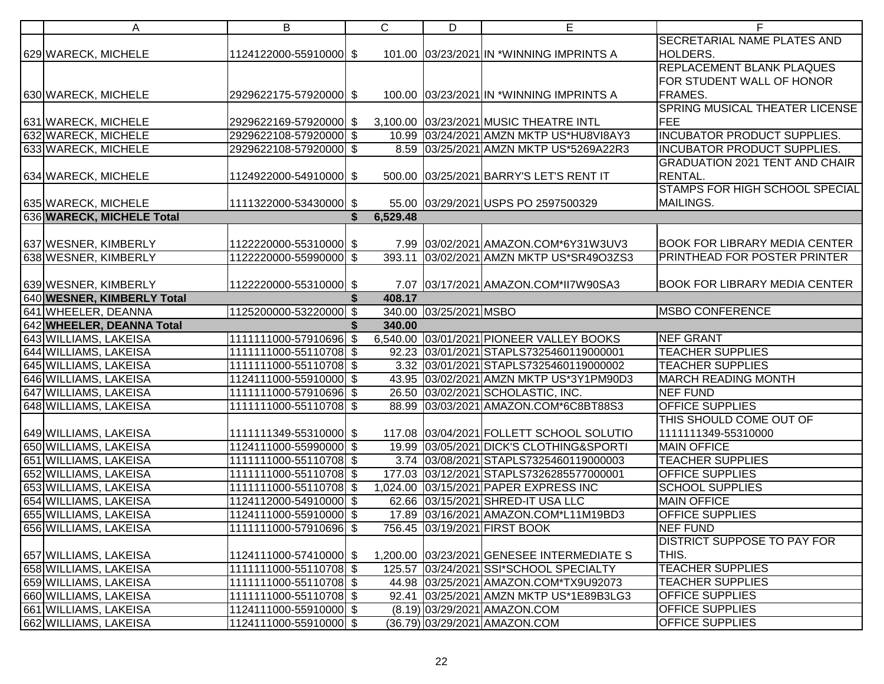| | A | B | | C | D | E | F |
|---|---|---|---|---|---|---|---|
| 629 | WARECK, MICHELE | 1124122000-55910000 | $ | 101.00 | 03/23/2021 | IN *WINNING IMPRINTS A | SECRETARIAL NAME PLATES AND HOLDERS. |
| 630 | WARECK, MICHELE | 2929622175-57920000 | $ | 100.00 | 03/23/2021 | IN *WINNING IMPRINTS A | REPLACEMENT BLANK PLAQUES FOR STUDENT WALL OF HONOR FRAMES. |
| 631 | WARECK, MICHELE | 2929622169-57920000 | $ | 3,100.00 | 03/23/2021 | MUSIC THEATRE INTL | SPRING MUSICAL THEATER LICENSE FEE |
| 632 | WARECK, MICHELE | 2929622108-57920000 | $ | 10.99 | 03/24/2021 | AMZN MKTP US*HU8VI8AY3 | INCUBATOR PRODUCT SUPPLIES. |
| 633 | WARECK, MICHELE | 2929622108-57920000 | $ | 8.59 | 03/25/2021 | AMZN MKTP US*5269A22R3 | INCUBATOR PRODUCT SUPPLIES. |
| 634 | WARECK, MICHELE | 1124922000-54910000 | $ | 500.00 | 03/25/2021 | BARRY'S LET'S RENT IT | GRADUATION 2021 TENT AND CHAIR RENTAL. |
| 635 | WARECK, MICHELE | 1111322000-53430000 | $ | 55.00 | 03/29/2021 | USPS PO 2597500329 | STAMPS FOR HIGH SCHOOL SPECIAL MAILINGS. |
| 636 | **WARECK, MICHELE Total** | | **$** | **6,529.48** | | | |
| 637 | WESNER, KIMBERLY | 1122220000-55310000 | $ | 7.99 | 03/02/2021 | AMAZON.COM*6Y31W3UV3 | BOOK FOR LIBRARY MEDIA CENTER |
| 638 | WESNER, KIMBERLY | 1122220000-55990000 | $ | 393.11 | 03/02/2021 | AMZN MKTP US*SR49O3ZS3 | PRINTHEAD FOR POSTER PRINTER |
| 639 | WESNER, KIMBERLY | 1122220000-55310000 | $ | 7.07 | 03/17/2021 | AMAZON.COM*II7W90SA3 | BOOK FOR LIBRARY MEDIA CENTER |
| 640 | **WESNER, KIMBERLY Total** | | **$** | **408.17** | | | |
| 641 | WHEELER, DEANNA | 1125200000-53220000 | $ | 340.00 | 03/25/2021 | MSBO | MSBO CONFERENCE |
| 642 | **WHEELER, DEANNA Total** | | **$** | **340.00** | | | |
| 643 | WILLIAMS, LAKEISA | 1111111000-57910696 | $ | 6,540.00 | 03/01/2021 | PIONEER VALLEY BOOKS | NEF GRANT |
| 644 | WILLIAMS, LAKEISA | 1111111000-55110708 | $ | 92.23 | 03/01/2021 | STAPLS7325460119000001 | TEACHER SUPPLIES |
| 645 | WILLIAMS, LAKEISA | 1111111000-55110708 | $ | 3.32 | 03/01/2021 | STAPLS7325460119000002 | TEACHER SUPPLIES |
| 646 | WILLIAMS, LAKEISA | 1124111000-55910000 | $ | 43.95 | 03/02/2021 | AMZN MKTP US*3Y1PM90D3 | MARCH READING MONTH |
| 647 | WILLIAMS, LAKEISA | 1111111000-57910696 | $ | 26.50 | 03/02/2021 | SCHOLASTIC, INC. | NEF FUND |
| 648 | WILLIAMS, LAKEISA | 1111111000-55110708 | $ | 88.99 | 03/03/2021 | AMAZON.COM*6C8BT88S3 | OFFICE SUPPLIES |
| 649 | WILLIAMS, LAKEISA | 1111111349-55310000 | $ | 117.08 | 03/04/2021 | FOLLETT SCHOOL SOLUTIO | THIS SHOULD COME OUT OF 1111111349-55310000 |
| 650 | WILLIAMS, LAKEISA | 1124111000-55990000 | $ | 19.99 | 03/05/2021 | DICK'S CLOTHING&SPORTI | MAIN OFFICE |
| 651 | WILLIAMS, LAKEISA | 1111111000-55110708 | $ | 3.74 | 03/08/2021 | STAPLS7325460119000003 | TEACHER SUPPLIES |
| 652 | WILLIAMS, LAKEISA | 1111111000-55110708 | $ | 177.03 | 03/12/2021 | STAPLS7326285577000001 | OFFICE SUPPLIES |
| 653 | WILLIAMS, LAKEISA | 1111111000-55110708 | $ | 1,024.00 | 03/15/2021 | PAPER EXPRESS INC | SCHOOL SUPPLIES |
| 654 | WILLIAMS, LAKEISA | 1124112000-54910000 | $ | 62.66 | 03/15/2021 | SHRED-IT USA LLC | MAIN OFFICE |
| 655 | WILLIAMS, LAKEISA | 1124111000-55910000 | $ | 17.89 | 03/16/2021 | AMAZON.COM*L11M19BD3 | OFFICE SUPPLIES |
| 656 | WILLIAMS, LAKEISA | 1111111000-57910696 | $ | 756.45 | 03/19/2021 | FIRST BOOK | NEF FUND |
| 657 | WILLIAMS, LAKEISA | 1124111000-57410000 | $ | 1,200.00 | 03/23/2021 | GENESEE INTERMEDIATE S | DISTRICT SUPPOSE TO PAY FOR THIS. |
| 658 | WILLIAMS, LAKEISA | 1111111000-55110708 | $ | 125.57 | 03/24/2021 | SSI*SCHOOL SPECIALTY | TEACHER SUPPLIES |
| 659 | WILLIAMS, LAKEISA | 1111111000-55110708 | $ | 44.98 | 03/25/2021 | AMAZON.COM*TX9U92073 | TEACHER SUPPLIES |
| 660 | WILLIAMS, LAKEISA | 1111111000-55110708 | $ | 92.41 | 03/25/2021 | AMZN MKTP US*1E89B3LG3 | OFFICE SUPPLIES |
| 661 | WILLIAMS, LAKEISA | 1124111000-55910000 | $ | (8.19) | 03/29/2021 | AMAZON.COM | OFFICE SUPPLIES |
| 662 | WILLIAMS, LAKEISA | 1124111000-55910000 | $ | (36.79) | 03/29/2021 | AMAZON.COM | OFFICE SUPPLIES |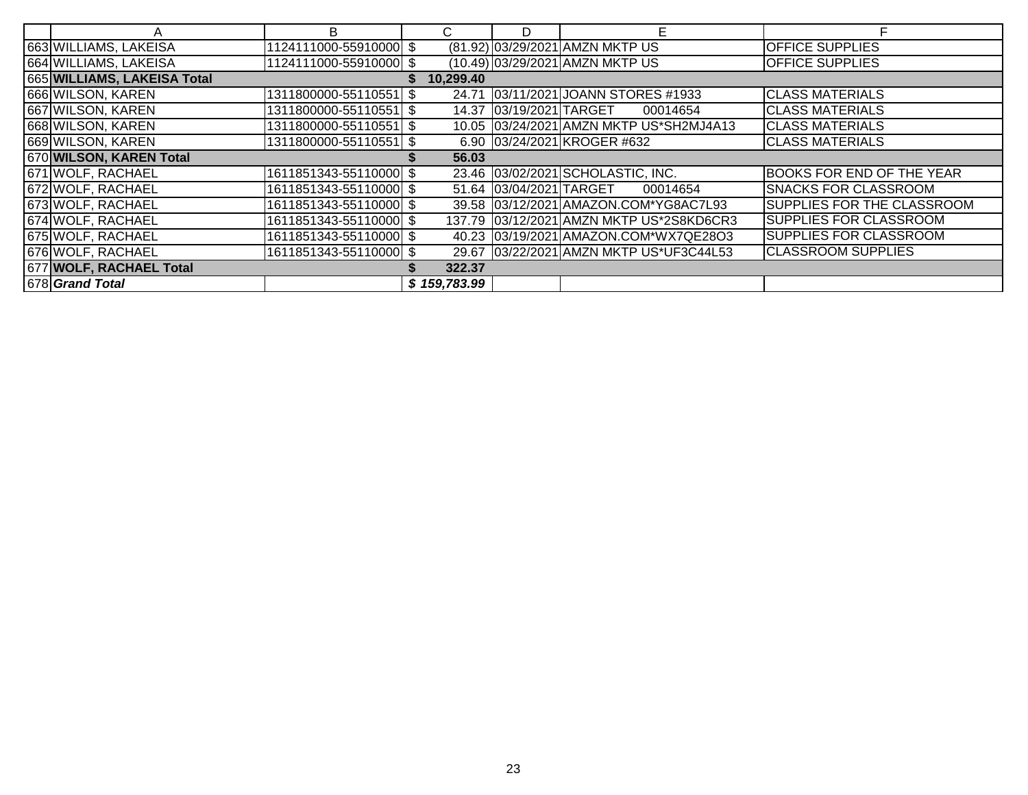| | A | B | C | D | E | F |
|---|---|---|---|---|---|---|
| 663 | WILLIAMS, LAKEISA | 1124111000-55910000 | $ (81.92) | 03/29/2021 | AMZN MKTP US | OFFICE SUPPLIES |
| 664 | WILLIAMS, LAKEISA | 1124111000-55910000 | $ (10.49) | 03/29/2021 | AMZN MKTP US | OFFICE SUPPLIES |
| 665 | **WILLIAMS, LAKEISA Total** | | **$ 10,299.40** | | | |
| 666 | WILSON, KAREN | 1311800000-55110551 | $ 24.71 | 03/11/2021 | JOANN STORES #1933 | CLASS MATERIALS |
| 667 | WILSON, KAREN | 1311800000-55110551 | $ 14.37 | 03/19/2021 | TARGET 00014654 | CLASS MATERIALS |
| 668 | WILSON, KAREN | 1311800000-55110551 | $ 10.05 | 03/24/2021 | AMZN MKTP US*SH2MJ4A13 | CLASS MATERIALS |
| 669 | WILSON, KAREN | 1311800000-55110551 | $ 6.90 | 03/24/2021 | KROGER #632 | CLASS MATERIALS |
| 670 | **WILSON, KAREN Total** | | **$ 56.03** | | | |
| 671 | WOLF, RACHAEL | 1611851343-55110000 | $ 23.46 | 03/02/2021 | SCHOLASTIC, INC. | BOOKS FOR END OF THE YEAR |
| 672 | WOLF, RACHAEL | 1611851343-55110000 | $ 51.64 | 03/04/2021 | TARGET 00014654 | SNACKS FOR CLASSROOM |
| 673 | WOLF, RACHAEL | 1611851343-55110000 | $ 39.58 | 03/12/2021 | AMAZON.COM*YG8AC7L93 | SUPPLIES FOR THE CLASSROOM |
| 674 | WOLF, RACHAEL | 1611851343-55110000 | $ 137.79 | 03/12/2021 | AMZN MKTP US*2S8KD6CR3 | SUPPLIES FOR CLASSROOM |
| 675 | WOLF, RACHAEL | 1611851343-55110000 | $ 40.23 | 03/19/2021 | AMAZON.COM*WX7QE28O3 | SUPPLIES FOR CLASSROOM |
| 676 | WOLF, RACHAEL | 1611851343-55110000 | $ 29.67 | 03/22/2021 | AMZN MKTP US*UF3C44L53 | CLASSROOM SUPPLIES |
| 677 | **WOLF, RACHAEL Total** | | **$ 322.37** | | | |
| 678 | ***Grand Total*** | | ***$ 159,783.99*** | | | |